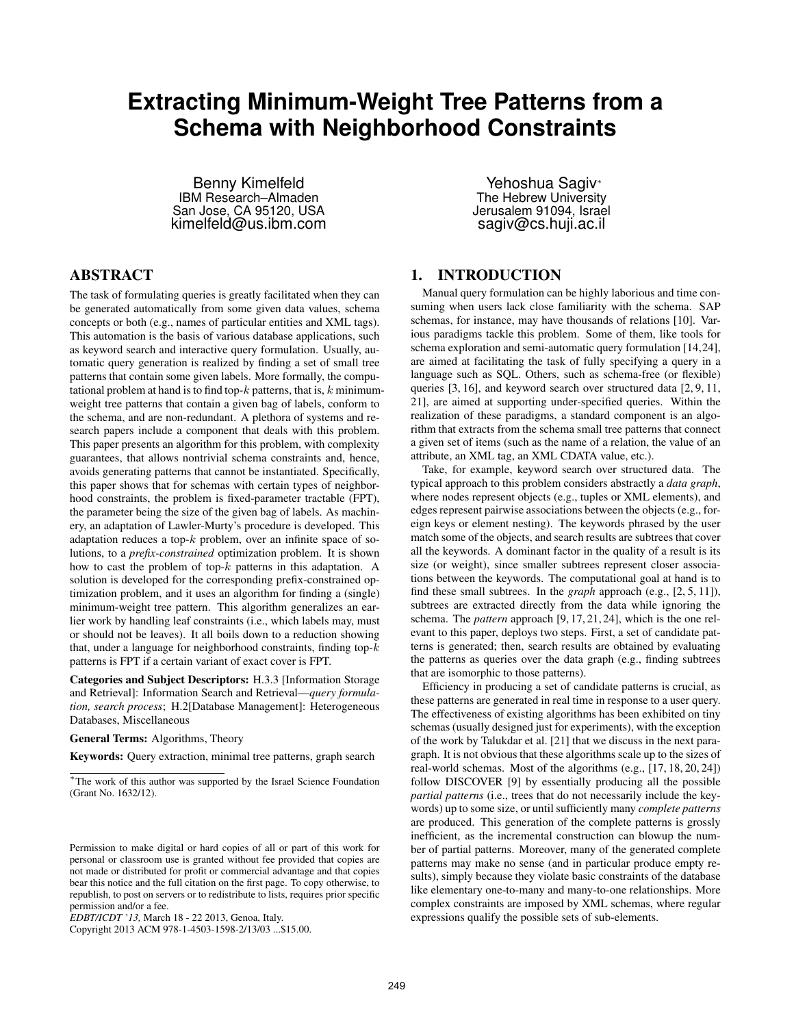# Extracting Minimum-Weight Tree Patterns from a Schema with Neighborhood Constraints

Benny Kimelfeld
IBM Research–Almaden
San Jose, CA 95120, USA
kimelfeld@us.ibm.com

Yehoshua Sagiv*
The Hebrew University
Jerusalem 91094, Israel
sagiv@cs.huji.ac.il

## ABSTRACT

The task of formulating queries is greatly facilitated when they can be generated automatically from some given data values, schema concepts or both (e.g., names of particular entities and XML tags). This automation is the basis of various database applications, such as keyword search and interactive query formulation. Usually, automatic query generation is realized by finding a set of small tree patterns that contain some given labels. More formally, the computational problem at hand is to find top-$k$ patterns, that is, $k$ minimum-weight tree patterns that contain a given bag of labels, conform to the schema, and are non-redundant. A plethora of systems and research papers include a component that deals with this problem. This paper presents an algorithm for this problem, with complexity guarantees, that allows nontrivial schema constraints and, hence, avoids generating patterns that cannot be instantiated. Specifically, this paper shows that for schemas with certain types of neighborhood constraints, the problem is fixed-parameter tractable (FPT), the parameter being the size of the given bag of labels. As machinery, an adaptation of Lawler-Murty's procedure is developed. This adaptation reduces a top-$k$ problem, over an infinite space of solutions, to a *prefix-constrained* optimization problem. It is shown how to cast the problem of top-$k$ patterns in this adaptation. A solution is developed for the corresponding prefix-constrained optimization problem, and it uses an algorithm for finding a (single) minimum-weight tree pattern. This algorithm generalizes an earlier work by handling leaf constraints (i.e., which labels may, must or should not be leaves). It all boils down to a reduction showing that, under a language for neighborhood constraints, finding top-$k$ patterns is FPT if a certain variant of exact cover is FPT.

**Categories and Subject Descriptors:** H.3.3 [Information Storage and Retrieval]: Information Search and Retrieval—*query formulation, search process*; H.2[Database Management]: Heterogeneous Databases, Miscellaneous

**General Terms:** Algorithms, Theory

**Keywords:** Query extraction, minimal tree patterns, graph search

*The work of this author was supported by the Israel Science Foundation (Grant No. 1632/12).

Permission to make digital or hard copies of all or part of this work for personal or classroom use is granted without fee provided that copies are not made or distributed for profit or commercial advantage and that copies bear this notice and the full citation on the first page. To copy otherwise, to republish, to post on servers or to redistribute to lists, requires prior specific permission and/or a fee.
*EDBT/ICDT '13,* March 18 - 22 2013, Genoa, Italy.
Copyright 2013 ACM 978-1-4503-1598-2/13/03 ...$15.00.

## 1. INTRODUCTION

Manual query formulation can be highly laborious and time consuming when users lack close familiarity with the schema. SAP schemas, for instance, may have thousands of relations [10]. Various paradigms tackle this problem. Some of them, like tools for schema exploration and semi-automatic query formulation [14,24], are aimed at facilitating the task of fully specifying a query in a language such as SQL. Others, such as schema-free (or flexible) queries [3, 16], and keyword search over structured data [2, 9, 11, 21], are aimed at supporting under-specified queries. Within the realization of these paradigms, a standard component is an algorithm that extracts from the schema small tree patterns that connect a given set of items (such as the name of a relation, the value of an attribute, an XML tag, an XML CDATA value, etc.).

Take, for example, keyword search over structured data. The typical approach to this problem considers abstractly a *data graph*, where nodes represent objects (e.g., tuples or XML elements), and edges represent pairwise associations between the objects (e.g., foreign keys or element nesting). The keywords phrased by the user match some of the objects, and search results are subtrees that cover all the keywords. A dominant factor in the quality of a result is its size (or weight), since smaller subtrees represent closer associations between the keywords. The computational goal at hand is to find these small subtrees. In the *graph* approach (e.g., [2, 5, 11]), subtrees are extracted directly from the data while ignoring the schema. The *pattern* approach [9, 17, 21, 24], which is the one relevant to this paper, deploys two steps. First, a set of candidate patterns is generated; then, search results are obtained by evaluating the patterns as queries over the data graph (e.g., finding subtrees that are isomorphic to those patterns).

Efficiency in producing a set of candidate patterns is crucial, as these patterns are generated in real time in response to a user query. The effectiveness of existing algorithms has been exhibited on tiny schemas (usually designed just for experiments), with the exception of the work by Talukdar et al. [21] that we discuss in the next paragraph. It is not obvious that these algorithms scale up to the sizes of real-world schemas. Most of the algorithms (e.g., [17, 18, 20, 24]) follow DISCOVER [9] by essentially producing all the possible *partial patterns* (i.e., trees that do not necessarily include the keywords) up to some size, or until sufficiently many *complete patterns* are produced. This generation of the complete patterns is grossly inefficient, as the incremental construction can blowup the number of partial patterns. Moreover, many of the generated complete patterns may make no sense (and in particular produce empty results), simply because they violate basic constraints of the database like elementary one-to-many and many-to-one relationships. More complex constraints are imposed by XML schemas, where regular expressions qualify the possible sets of sub-elements.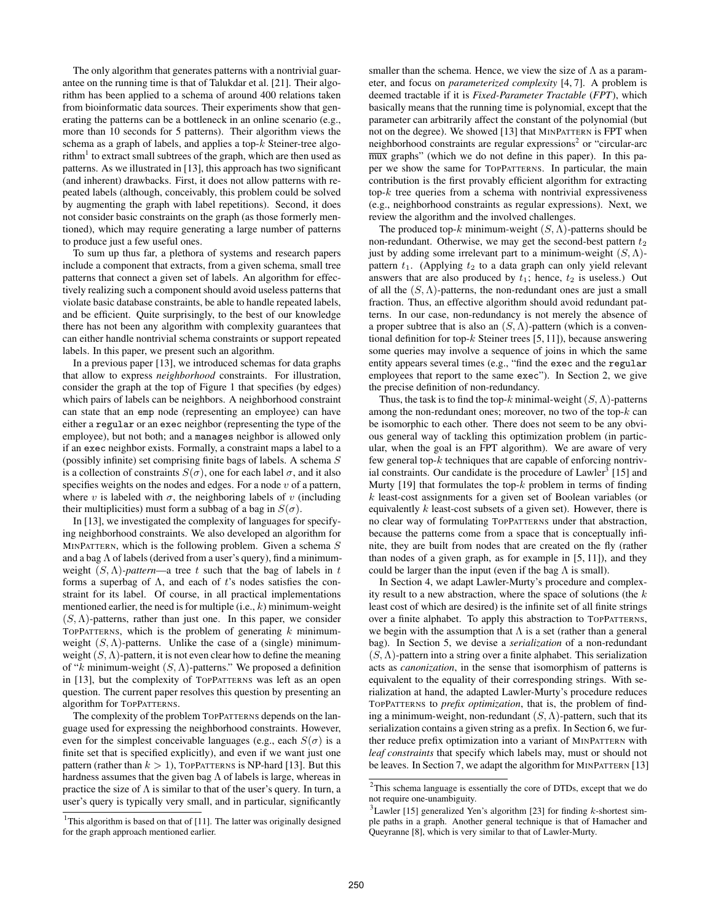The only algorithm that generates patterns with a nontrivial guarantee on the running time is that of Talukdar et al. [21]. Their algorithm has been applied to a schema of around 400 relations taken from bioinformatic data sources. Their experiments show that generating the patterns can be a bottleneck in an online scenario (e.g., more than 10 seconds for 5 patterns). Their algorithm views the schema as a graph of labels, and applies a top-$k$ Steiner-tree algorithm[1] to extract small subtrees of the graph, which are then used as patterns. As we illustrated in [13], this approach has two significant (and inherent) drawbacks. First, it does not allow patterns with repeated labels (although, conceivably, this problem could be solved by augmenting the graph with label repetitions). Second, it does not consider basic constraints on the graph (as those formerly mentioned), which may require generating a large number of patterns to produce just a few useful ones.

To sum up thus far, a plethora of systems and research papers include a component that extracts, from a given schema, small tree patterns that connect a given set of labels. An algorithm for effectively realizing such a component should avoid useless patterns that violate basic database constraints, be able to handle repeated labels, and be efficient. Quite surprisingly, to the best of our knowledge there has not been any algorithm with complexity guarantees that can either handle nontrivial schema constraints or support repeated labels. In this paper, we present such an algorithm.

In a previous paper [13], we introduced schemas for data graphs that allow to express *neighborhood* constraints. For illustration, consider the graph at the top of Figure 1 that specifies (by edges) which pairs of labels can be neighbors. A neighborhood constraint can state that an `emp` node (representing an employee) can have either a `regular` or an `exec` neighbor (representing the type of the employee), but not both; and a `manages` neighbor is allowed only if an `exec` neighbor exists. Formally, a constraint maps a label to a (possibly infinite) set comprising finite bags of labels. A schema $S$ is a collection of constraints $S(\sigma)$, one for each label $\sigma$, and it also specifies weights on the nodes and edges. For a node $v$ of a pattern, where $v$ is labeled with $\sigma$, the neighboring labels of $v$ (including their multiplicities) must form a subbag of a bag in $S(\sigma)$.

In [13], we investigated the complexity of languages for specifying neighborhood constraints. We also developed an algorithm for MINPATTERN, which is the following problem. Given a schema $S$ and a bag $\Lambda$ of labels (derived from a user's query), find a minimum-weight $(S, \Lambda)$-*pattern*—a tree $t$ such that the bag of labels in $t$ forms a superbag of $\Lambda$, and each of $t$'s nodes satisfies the constraint for its label. Of course, in all practical implementations mentioned earlier, the need is for multiple (i.e., $k$) minimum-weight $(S, \Lambda)$-patterns, rather than just one. In this paper, we consider TOPPATTERNS, which is the problem of generating $k$ minimum-weight $(S, \Lambda)$-patterns. Unlike the case of a (single) minimum-weight $(S, \Lambda)$-pattern, it is not even clear how to define the meaning of "$k$ minimum-weight $(S, \Lambda)$-patterns." We proposed a definition in [13], but the complexity of TOPPATTERNS was left as an open question. The current paper resolves this question by presenting an algorithm for TOPPATTERNS.

The complexity of the problem TOPPATTERNS depends on the language used for expressing the neighborhood constraints. However, even for the simplest conceivable languages (e.g., each $S(\sigma)$ is a finite set that is specified explicitly), and even if we want just one pattern (rather than $k > 1$), TOPPATTERNS is NP-hard [13]. But this hardness assumes that the given bag $\Lambda$ of labels is large, whereas in practice the size of $\Lambda$ is similar to that of the user's query. In turn, a user's query is typically very small, and in particular, significantly smaller than the schema. Hence, we view the size of $\Lambda$ as a parameter, and focus on *parameterized complexity* [4, 7]. A problem is deemed tractable if it is *Fixed-Parameter Tractable* (*FPT*), which basically means that the running time is polynomial, except that the parameter can arbitrarily affect the constant of the polynomial (but not on the degree). We showed [13] that MINPATTERN is FPT when neighborhood constraints are regular expressions[2] or "circular-arc $\overline{\text{mux}}$ graphs" (which we do not define in this paper). In this paper we show the same for TOPPATTERNS. In particular, the main contribution is the first provably efficient algorithm for extracting top-$k$ tree queries from a schema with nontrivial expressiveness (e.g., neighborhood constraints as regular expressions). Next, we review the algorithm and the involved challenges.

The produced top-$k$ minimum-weight $(S, \Lambda)$-patterns should be non-redundant. Otherwise, we may get the second-best pattern $t_2$ just by adding some irrelevant part to a minimum-weight $(S, \Lambda)$-pattern $t_1$. (Applying $t_2$ to a data graph can only yield relevant answers that are also produced by $t_1$; hence, $t_2$ is useless.) Out of all the $(S, \Lambda)$-patterns, the non-redundant ones are just a small fraction. Thus, an effective algorithm should avoid redundant patterns. In our case, non-redundancy is not merely the absence of a proper subtree that is also an $(S, \Lambda)$-pattern (which is a conventional definition for top-$k$ Steiner trees [5, 11]), because answering some queries may involve a sequence of joins in which the same entity appears several times (e.g., "find the `exec` and the `regular` employees that report to the same `exec`"). In Section 2, we give the precise definition of non-redundancy.

Thus, the task is to find the top-$k$ minimal-weight $(S, \Lambda)$-patterns among the non-redundant ones; moreover, no two of the top-$k$ can be isomorphic to each other. There does not seem to be any obvious general way of tackling this optimization problem (in particular, when the goal is an FPT algorithm). We are aware of very few general top-$k$ techniques that are capable of enforcing nontrivial constraints. Our candidate is the procedure of Lawler[3] [15] and Murty [19] that formulates the top-$k$ problem in terms of finding $k$ least-cost assignments for a given set of Boolean variables (or equivalently $k$ least-cost subsets of a given set). However, there is no clear way of formulating TOPPATTERNS under that abstraction, because the patterns come from a space that is conceptually infinite, they are built from nodes that are created on the fly (rather than nodes of a given graph, as for example in [5, 11]), and they could be larger than the input (even if the bag $\Lambda$ is small).

In Section 4, we adapt Lawler-Murty's procedure and complexity result to a new abstraction, where the space of solutions (the $k$ least cost of which are desired) is the infinite set of all finite strings over a finite alphabet. To apply this abstraction to TOPPATTERNS, we begin with the assumption that $\Lambda$ is a set (rather than a general bag). In Section 5, we devise a *serialization* of a non-redundant $(S, \Lambda)$-pattern into a string over a finite alphabet. This serialization acts as *canonization*, in the sense that isomorphism of patterns is equivalent to the equality of their corresponding strings. With serialization at hand, the adapted Lawler-Murty's procedure reduces TOPPATTERNS to *prefix optimization*, that is, the problem of finding a minimum-weight, non-redundant $(S, \Lambda)$-pattern, such that its serialization contains a given string as a prefix. In Section 6, we further reduce prefix optimization into a variant of MINPATTERN with *leaf constraints* that specify which labels may, must or should not be leaves. In Section 7, we adapt the algorithm for MINPATTERN [13]

[1] This algorithm is based on that of [11]. The latter was originally designed for the graph approach mentioned earlier.

[2] This schema language is essentially the core of DTDs, except that we do not require one-unambiguity.

[3] Lawler [15] generalized Yen's algorithm [23] for finding $k$-shortest simple paths in a graph. Another general technique is that of Hamacher and Queyranne [8], which is very similar to that of Lawler-Murty.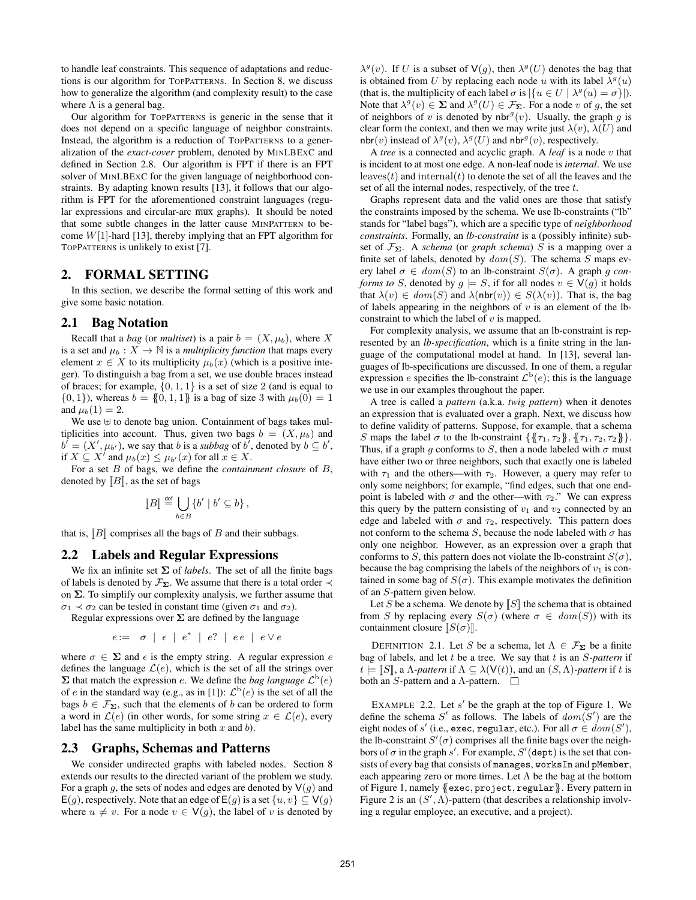to handle leaf constraints. This sequence of adaptations and reductions is our algorithm for TopPatterns. In Section 8, we discuss how to generalize the algorithm (and complexity result) to the case where $\Lambda$ is a general bag.

Our algorithm for TopPatterns is generic in the sense that it does not depend on a specific language of neighbor constraints. Instead, the algorithm is a reduction of TopPatterns to a generalization of the *exact-cover* problem, denoted by MinLBExC and defined in Section 2.8. Our algorithm is FPT if there is an FPT solver of MinLBExC for the given language of neighborhood constraints. By adapting known results [13], it follows that our algorithm is FPT for the aforementioned constraint languages (regular expressions and circular-arc $\overline{\text{mux}}$ graphs). It should be noted that some subtle changes in the latter cause MinPattern to become $W[1]$-hard [13], thereby implying that an FPT algorithm for TopPatterns is unlikely to exist [7].

## 2. FORMAL SETTING

In this section, we describe the formal setting of this work and give some basic notation.

### 2.1 Bag Notation

Recall that a *bag* (or *multiset*) is a pair $b = (X, \mu_b)$, where $X$ is a set and $\mu_b : X \to \mathbb{N}$ is a *multiplicity function* that maps every element $x \in X$ to its multiplicity $\mu_b(x)$ (which is a positive integer). To distinguish a bag from a set, we use double braces instead of braces; for example, $\{0, 1, 1\}$ is a set of size 2 (and is equal to $\{0, 1\}$), whereas $b = \{\!\{0, 1, 1\}\!\}$ is a bag of size 3 with $\mu_b(0) = 1$ and $\mu_b(1) = 2$.

We use $\uplus$ to denote bag union. Containment of bags takes multiplicities into account. Thus, given two bags $b = (X, \mu_b)$ and $b' = (X', \mu_{b'})$, we say that $b$ is a *subbag* of $b'$, denoted by $b \subseteq b'$, if $X \subseteq X'$ and $\mu_b(x) \leq \mu_{b'}(x)$ for all $x \in X$.

For a set $B$ of bags, we define the *containment closure* of $B$, denoted by $[\![B]\!]$, as the set of bags

$$[\![B]\!] \stackrel{\text{def}}{=} \bigcup_{b \in B} \{b' \mid b' \subseteq b\},$$

that is, $[\![B]\!]$ comprises all the bags of $B$ and their subbags.

### 2.2 Labels and Regular Expressions

We fix an infinite set $\mathbf{\Sigma}$ of *labels*. The set of all the finite bags of labels is denoted by $\mathcal{F}_{\mathbf{\Sigma}}$. We assume that there is a total order $\prec$ on $\mathbf{\Sigma}$. To simplify our complexity analysis, we further assume that $\sigma_1 \prec \sigma_2$ can be tested in constant time (given $\sigma_1$ and $\sigma_2$).

Regular expressions over $\mathbf{\Sigma}$ are defined by the language

$$e := \ \sigma \ | \ \epsilon \ | \ e^* \ | \ e? \ | \ e\,e \ | \ e \vee e$$

where $\sigma \in \mathbf{\Sigma}$ and $\epsilon$ is the empty string. A regular expression $e$ defines the language $\mathcal{L}(e)$, which is the set of all the strings over $\mathbf{\Sigma}$ that match the expression $e$. We define the *bag language* $\mathcal{L}^{\text{b}}(e)$ of $e$ in the standard way (e.g., as in [1]): $\mathcal{L}^{\text{b}}(e)$ is the set of all the bags $b \in \mathcal{F}_{\mathbf{\Sigma}}$, such that the elements of $b$ can be ordered to form a word in $\mathcal{L}(e)$ (in other words, for some string $x \in \mathcal{L}(e)$, every label has the same multiplicity in both $x$ and $b$).

### 2.3 Graphs, Schemas and Patterns

We consider undirected graphs with labeled nodes. Section 8 extends our results to the directed variant of the problem we study. For a graph $g$, the sets of nodes and edges are denoted by $\mathsf{V}(g)$ and $\mathsf{E}(g)$, respectively. Note that an edge of $\mathsf{E}(g)$ is a set $\{u, v\} \subseteq \mathsf{V}(g)$ where $u \neq v$. For a node $v \in \mathsf{V}(g)$, the label of $v$ is denoted by $\lambda^g(v)$. If $U$ is a subset of $\mathsf{V}(g)$, then $\lambda^g(U)$ denotes the bag that is obtained from $U$ by replacing each node $u$ with its label $\lambda^g(u)$ (that is, the multiplicity of each label $\sigma$ is $|\{u \in U \mid \lambda^g(u) = \sigma\}|$). Note that $\lambda^g(v) \in \mathbf{\Sigma}$ and $\lambda^g(U) \in \mathcal{F}_{\mathbf{\Sigma}}$. For a node $v$ of $g$, the set of neighbors of $v$ is denoted by $\mathsf{nbr}^g(v)$. Usually, the graph $g$ is clear form the context, and then we may write just $\lambda(v)$, $\lambda(U)$ and $\mathsf{nbr}(v)$ instead of $\lambda^g(v)$, $\lambda^g(U)$ and $\mathsf{nbr}^g(v)$, respectively.

A *tree* is a connected and acyclic graph. A *leaf* is a node $v$ that is incident to at most one edge. A non-leaf node is *internal*. We use $\mathrm{leaves}(t)$ and $\mathrm{internal}(t)$ to denote the set of all the leaves and the set of all the internal nodes, respectively, of the tree $t$.

Graphs represent data and the valid ones are those that satisfy the constraints imposed by the schema. We use lb-constraints ("lb" stands for "label bags"), which are a specific type of *neighborhood constraints*. Formally, an *lb-constraint* is a (possibly infinite) subset of $\mathcal{F}_{\mathbf{\Sigma}}$. A *schema* (or *graph schema*) $S$ is a mapping over a finite set of labels, denoted by $dom(S)$. The schema $S$ maps every label $\sigma \in dom(S)$ to an lb-constraint $S(\sigma)$. A graph $g$ *conforms to* $S$, denoted by $g \models S$, if for all nodes $v \in \mathsf{V}(g)$ it holds that $\lambda(v) \in dom(S)$ and $\lambda(\mathsf{nbr}(v)) \in S(\lambda(v))$. That is, the bag of labels appearing in the neighbors of $v$ is an element of the lb-constraint to which the label of $v$ is mapped.

For complexity analysis, we assume that an lb-constraint is represented by an *lb-specification*, which is a finite string in the language of the computational model at hand. In [13], several languages of lb-specifications are discussed. In one of them, a regular expression $e$ specifies the lb-constraint $\mathcal{L}^{\text{b}}(e)$; this is the language we use in our examples throughout the paper.

A tree is called a *pattern* (a.k.a. *twig pattern*) when it denotes an expression that is evaluated over a graph. Next, we discuss how to define validity of patterns. Suppose, for example, that a schema $S$ maps the label $\sigma$ to the lb-constraint $\{\{\!\{\tau_1, \tau_2\}\!\}, \{\!\{\tau_1, \tau_2, \tau_2\}\!\}\}$. Thus, if a graph $g$ conforms to $S$, then a node labeled with $\sigma$ must have either two or three neighbors, such that exactly one is labeled with $\tau_1$ and the others—with $\tau_2$. However, a query may refer to only some neighbors; for example, "find edges, such that one endpoint is labeled with $\sigma$ and the other—with $\tau_2$." We can express this query by the pattern consisting of $v_1$ and $v_2$ connected by an edge and labeled with $\sigma$ and $\tau_2$, respectively. This pattern does not conform to the schema $S$, because the node labeled with $\sigma$ has only one neighbor. However, as an expression over a graph that conforms to $S$, this pattern does not violate the lb-constraint $S(\sigma)$, because the bag comprising the labels of the neighbors of $v_1$ is contained in some bag of $S(\sigma)$. This example motivates the definition of an $S$-pattern given below.

Let $S$ be a schema. We denote by $[\![S]\!]$ the schema that is obtained from $S$ by replacing every $S(\sigma)$ (where $\sigma \in dom(S)$) with its containment closure $[\![S(\sigma)]\!]$.

Definition 2.1. Let $S$ be a schema, let $\Lambda \in \mathcal{F}_{\mathbf{\Sigma}}$ be a finite bag of labels, and let $t$ be a tree. We say that $t$ is an *$S$-pattern* if $t \models [\![S]\!]$, a *$\Lambda$-pattern* if $\Lambda \subseteq \lambda(\mathsf{V}(t))$, and an *$(S, \Lambda)$-pattern* if $t$ is both an $S$-pattern and a $\Lambda$-pattern. $\square$

Example 2.2. Let $s'$ be the graph at the top of Figure 1. We define the schema $S'$ as follows. The labels of $dom(S')$ are the eight nodes of $s'$ (i.e., exec, regular, etc.). For all $\sigma \in dom(S')$, the lb-constraint $S'(\sigma)$ comprises all the finite bags over the neighbors of $\sigma$ in the graph $s'$. For example, $S'$(dept) is the set that consists of every bag that consists of manages, worksIn and pMember, each appearing zero or more times. Let $\Lambda$ be the bag at the bottom of Figure 1, namely $\{\!\{$exec, project, regular$\}\!\}$. Every pattern in Figure 2 is an $(S', \Lambda)$-pattern (that describes a relationship involving a regular employee, an executive, and a project).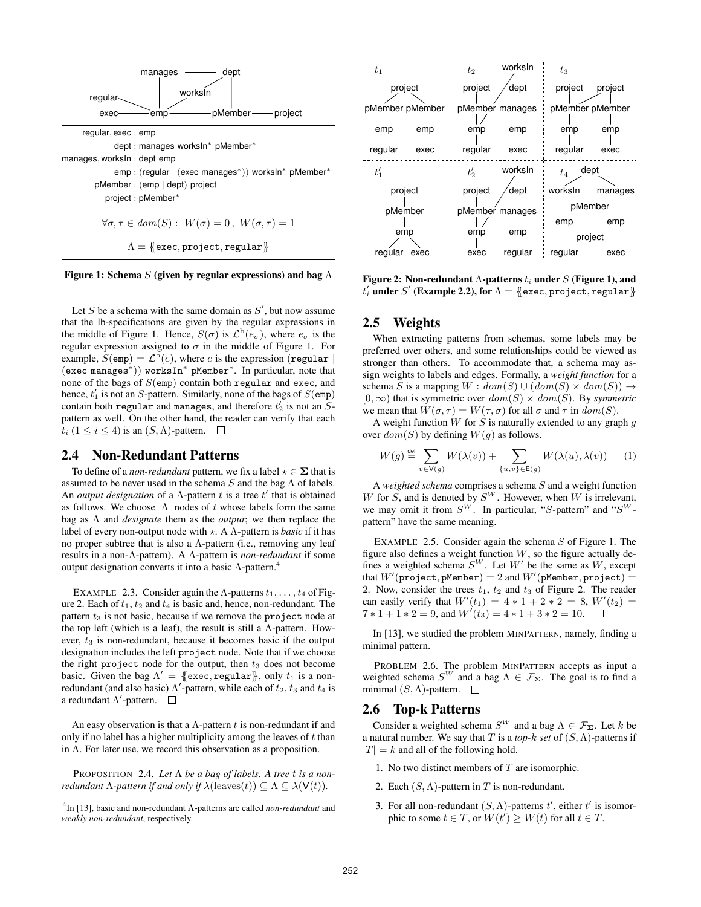regular, exec : emp

dept : manages worksIn* pMember*

manages, worksIn : dept emp

emp : (regular | (exec manages*)) worksIn* pMember*

pMember : (emp | dept) project

project : pMember*

$$\forall \sigma, \tau \in dom(S) : \; W(\sigma) = 0 \,, \; W(\sigma, \tau) = 1$$

$$\Lambda = \{\!\{\texttt{exec}, \texttt{project}, \texttt{regular}\}\!\}$$

**Figure 1: Schema $S$ (given by regular expressions) and bag $\Lambda$**

Let $S$ be a schema with the same domain as $S'$, but now assume that the lb-specifications are given by the regular expressions in the middle of Figure 1. Hence, $S(\sigma)$ is $\mathcal{L}^{\mathrm{b}}(e_\sigma)$, where $e_\sigma$ is the regular expression assigned to $\sigma$ in the middle of Figure 1. For example, $S(\texttt{emp}) = \mathcal{L}^{\mathrm{b}}(e)$, where $e$ is the expression (regular | (exec manages*)) worksIn* pMember*. In particular, note that none of the bags of $S(\texttt{emp})$ contain both regular and exec, and hence, $t'_1$ is not an $S$-pattern. Similarly, none of the bags of $S(\texttt{emp})$ contain both regular and manages, and therefore $t'_2$ is not an $S$-pattern as well. On the other hand, the reader can verify that each $t_i$ ($1 \le i \le 4$) is an $(S, \Lambda)$-pattern. □

## 2.4 Non-Redundant Patterns

To define of a *non-redundant* pattern, we fix a label $\star \in \mathbf{\Sigma}$ that is assumed to be never used in the schema $S$ and the bag $\Lambda$ of labels. An *output designation* of a $\Lambda$-pattern $t$ is a tree $t'$ that is obtained as follows. We choose $|\Lambda|$ nodes of $t$ whose labels form the same bag as $\Lambda$ and *designate* them as the *output*; we then replace the label of every non-output node with $\star$. A $\Lambda$-pattern is *basic* if it has no proper subtree that is also a $\Lambda$-pattern (i.e., removing any leaf results in a non-$\Lambda$-pattern). A $\Lambda$-pattern is *non-redundant* if some output designation converts it into a basic $\Lambda$-pattern.[4]

EXAMPLE 2.3. Consider again the $\Lambda$-patterns $t_1, \ldots, t_4$ of Figure 2. Each of $t_1$, $t_2$ and $t_4$ is basic and, hence, non-redundant. The pattern $t_3$ is not basic, because if we remove the project node at the top left (which is a leaf), the result is still a $\Lambda$-pattern. However, $t_3$ is non-redundant, because it becomes basic if the output designation includes the left project node. Note that if we choose the right project node for the output, then $t_3$ does not become basic. Given the bag $\Lambda' = \{\!\{\texttt{exec}, \texttt{regular}\}\!\}$, only $t_1$ is a non-redundant (and also basic) $\Lambda'$-pattern, while each of $t_2$, $t_3$ and $t_4$ is a redundant $\Lambda'$-pattern. □

An easy observation is that a $\Lambda$-pattern $t$ is non-redundant if and only if no label has a higher multiplicity among the leaves of $t$ than in $\Lambda$. For later use, we record this observation as a proposition.

PROPOSITION 2.4. *Let $\Lambda$ be a bag of labels. A tree $t$ is a non-redundant $\Lambda$-pattern if and only if $\lambda(\text{leaves}(t)) \subseteq \Lambda \subseteq \lambda(\mathsf{V}(t))$.*

[4] In [13], basic and non-redundant $\Lambda$-patterns are called *non-redundant* and *weakly non-redundant*, respectively.

**Figure 2: Non-redundant $\Lambda$-patterns $t_i$ under $S$ (Figure 1), and $t'_i$ under $S'$ (Example 2.2), for $\Lambda = \{\!\{\texttt{exec}, \texttt{project}, \texttt{regular}\}\!\}$**

## 2.5 Weights

When extracting patterns from schemas, some labels may be preferred over others, and some relationships could be viewed as stronger than others. To accommodate that, a schema may assign weights to labels and edges. Formally, a *weight function* for a schema $S$ is a mapping $W : dom(S) \cup (dom(S) \times dom(S)) \to [0, \infty)$ that is symmetric over $dom(S) \times dom(S)$. By *symmetric* we mean that $W(\sigma, \tau) = W(\tau, \sigma)$ for all $\sigma$ and $\tau$ in $dom(S)$.

A weight function $W$ for $S$ is naturally extended to any graph $g$ over $dom(S)$ by defining $W(g)$ as follows.

$$W(g) \stackrel{\text{def}}{=} \sum_{v \in \mathsf{V}(g)} W(\lambda(v)) + \sum_{\{u,v\} \in \mathsf{E}(g)} W(\lambda(u), \lambda(v)) \tag{1}$$

A *weighted schema* comprises a schema $S$ and a weight function $W$ for $S$, and is denoted by $S^W$. However, when $W$ is irrelevant, we may omit it from $S^W$. In particular, "$S$-pattern" and "$S^W$-pattern" have the same meaning.

EXAMPLE 2.5. Consider again the schema $S$ of Figure 1. The figure also defines a weight function $W$, so the figure actually defines a weighted schema $S^W$. Let $W'$ be the same as $W$, except that $W'(\texttt{project}, \texttt{pMember}) = 2$ and $W'(\texttt{pMember}, \texttt{project}) = 2$. Now, consider the trees $t_1$, $t_2$ and $t_3$ of Figure 2. The reader can easily verify that $W'(t_1) = 4 * 1 + 2 * 2 = 8$, $W'(t_2) = 7 * 1 + 1 * 2 = 9$, and $W'(t_3) = 4 * 1 + 3 * 2 = 10$. □

In [13], we studied the problem MINPATTERN, namely, finding a minimal pattern.

PROBLEM 2.6. The problem MINPATTERN accepts as input a weighted schema $S^W$ and a bag $\Lambda \in \mathcal{F}_{\mathbf{\Sigma}}$. The goal is to find a minimal $(S, \Lambda)$-pattern. □

## 2.6 Top-k Patterns

Consider a weighted schema $S^W$ and a bag $\Lambda \in \mathcal{F}_{\mathbf{\Sigma}}$. Let $k$ be a natural number. We say that $T$ is a *top-k set* of $(S, \Lambda)$-patterns if $|T| = k$ and all of the following hold.

1. No two distinct members of $T$ are isomorphic.
2. Each $(S, \Lambda)$-pattern in $T$ is non-redundant.
3. For all non-redundant $(S, \Lambda)$-patterns $t'$, either $t'$ is isomorphic to some $t \in T$, or $W(t') \ge W(t)$ for all $t \in T$.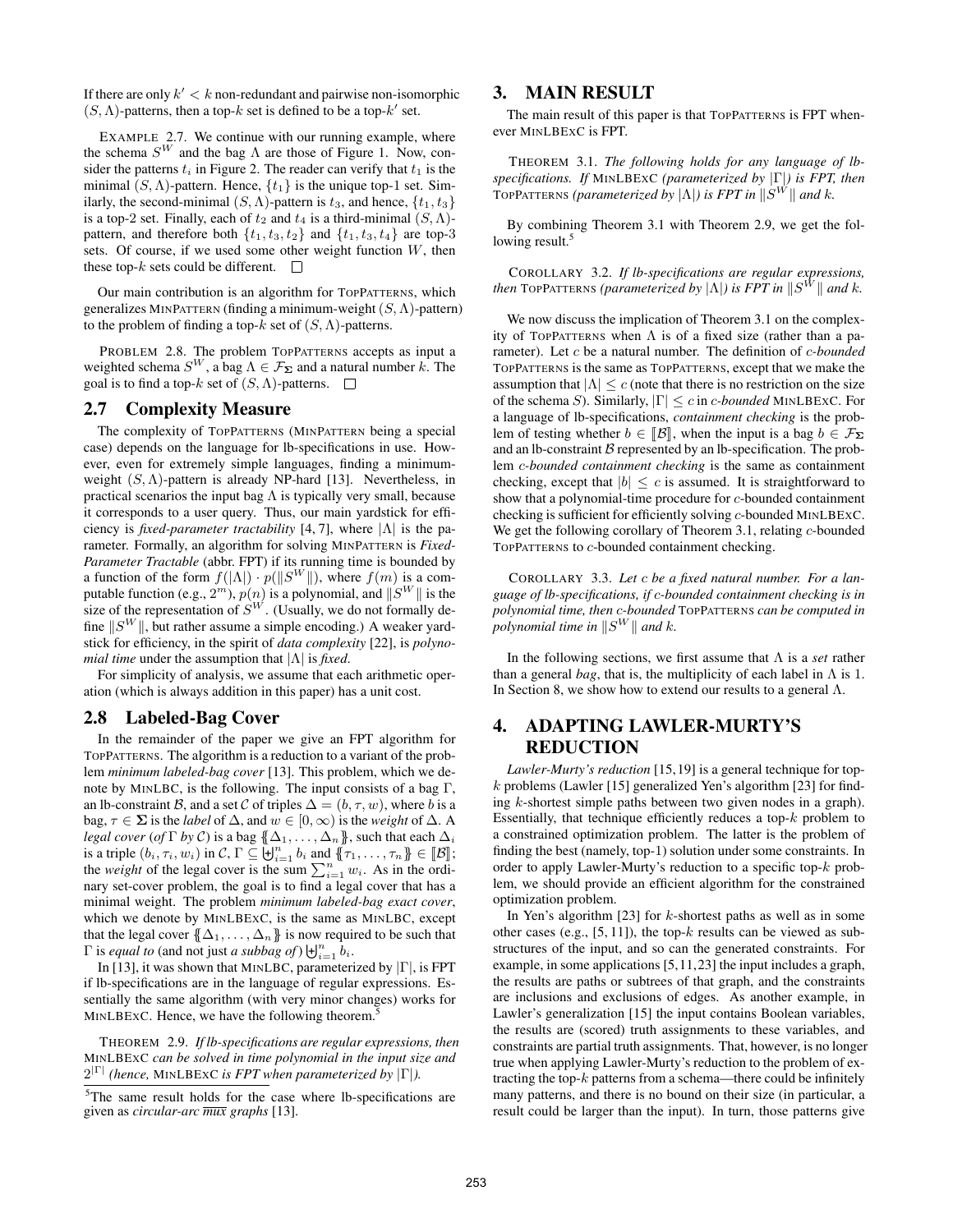If there are only $k' < k$ non-redundant and pairwise non-isomorphic $(S, \Lambda)$-patterns, then a top-$k$ set is defined to be a top-$k'$ set.

EXAMPLE 2.7. We continue with our running example, where the schema $S^W$ and the bag $\Lambda$ are those of Figure 1. Now, consider the patterns $t_i$ in Figure 2. The reader can verify that $t_1$ is the minimal $(S, \Lambda)$-pattern. Hence, $\{t_1\}$ is the unique top-1 set. Similarly, the second-minimal $(S, \Lambda)$-pattern is $t_3$, and hence, $\{t_1, t_3\}$ is a top-2 set. Finally, each of $t_2$ and $t_4$ is a third-minimal $(S, \Lambda)$-pattern, and therefore both $\{t_1, t_3, t_2\}$ and $\{t_1, t_3, t_4\}$ are top-3 sets. Of course, if we used some other weight function $W$, then these top-$k$ sets could be different. □

Our main contribution is an algorithm for TOPPATTERNS, which generalizes MINPATTERN (finding a minimum-weight $(S, \Lambda)$-pattern) to the problem of finding a top-$k$ set for $(S, \Lambda)$-patterns.

PROBLEM 2.8. The problem TOPPATTERNS accepts as input a weighted schema $S^W$, a bag $\Lambda \in \mathcal{F}_\Sigma$ and a natural number $k$. The goal is to find a top-$k$ set of $(S, \Lambda)$-patterns. □

## 2.7 Complexity Measure

The complexity of TOPPATTERNS (MINPATTERN being a special case) depends on the language for lb-specifications in use. However, even for extremely simple languages, finding a minimum-weight $(S, \Lambda)$-pattern is already NP-hard [13]. Nevertheless, in practical scenarios the input bag $\Lambda$ is typically very small, because it corresponds to a user query. Thus, our main yardstick for efficiency is *fixed-parameter tractability* [4, 7], where $|\Lambda|$ is the parameter. Formally, an algorithm for solving MINPATTERN is *Fixed-Parameter Tractable* (abbr. FPT) if its running time is bounded by a function of the form $f(|\Lambda|) \cdot p(\|S^W\|)$, where $f(m)$ is a computable function (e.g., $2^m$), $p(n)$ is a polynomial, and $\|S^W\|$ is the size of the representation of $S^W$. (Usually, we do not formally define $\|S^W\|$, but rather assume a simple encoding.) A weaker yardstick for efficiency, in the spirit of *data complexity* [22], is *polynomial time* under the assumption that $|\Lambda|$ is *fixed.*

For simplicity of analysis, we assume that each arithmetic operation (which is always addition in this paper) has a unit cost.

## 2.8 Labeled-Bag Cover

In the remainder of the paper we give an FPT algorithm for TOPPATTERNS. The algorithm is a reduction to a variant of the problem *minimum labeled-bag cover* [13]. This problem, which we denote by MINLBC, is the following. The input consists of a bag $\Gamma$, an lb-constraint $\mathcal{B}$, and a set $\mathcal{C}$ of triples $\Delta = (b, \tau, w)$, where $b$ is a bag, $\tau \in \Sigma$ is the *label* of $\Delta$, and $w \in [0, \infty)$ is the *weight* of $\Delta$. A *legal cover* (*of* $\Gamma$ *by* $\mathcal{C}$) is a bag $\{\!\{\Delta_1, \ldots, \Delta_n\}\!\}$, such that each $\Delta_i$ is a triple $(b_i, \tau_i, w_i)$ in $\mathcal{C}$, $\Gamma \subseteq \biguplus_{i=1}^{n} b_i$ and $\{\!\{\tau_1, \ldots, \tau_n\}\!\} \in [\![\mathcal{B}]\!]$; the *weight* of the legal cover is the sum $\sum_{i=1}^{n} w_i$. As in the ordinary set-cover problem, the goal is to find a legal cover that has a minimal weight. The problem *minimum labeled-bag exact cover*, which we denote by MINLBEXC, is the same as MINLBC, except that the legal cover $\{\!\{\Delta_1, \ldots, \Delta_n\}\!\}$ is now required to be such that $\Gamma$ is *equal to* (and not just *a subbag of*) $\biguplus_{i=1}^{n} b_i$.

In [13], it was shown that MINLBC, parameterized by $|\Gamma|$, is FPT if lb-specifications are in the language of regular expressions. Essentially the same algorithm (with very minor changes) works for MINLBEXC. Hence, we have the following theorem.[5]

THEOREM 2.9. *If lb-specifications are regular expressions, then* MINLBEXC *can be solved in time polynomial in the input size and* $2^{|\Gamma|}$ *(hence,* MINLBEXC *is FPT when parameterized by* $|\Gamma|$*).*

[5]The same result holds for the case where lb-specifications are given as *circular-arc* $\overline{mux}$ *graphs* [13].

# 3. MAIN RESULT

The main result of this paper is that TOPPATTERNS is FPT whenever MINLBEXC is FPT.

THEOREM 3.1. *The following holds for any language of lb-specifications. If* MINLBEXC *(parameterized by* $|\Gamma|$*) is FPT, then* TOPPATTERNS *(parameterized by* $|\Lambda|$*) is FPT in* $\|S^W\|$ *and* $k$.

By combining Theorem 3.1 with Theorem 2.9, we get the following result.[5]

COROLLARY 3.2. *If lb-specifications are regular expressions, then* TOPPATTERNS *(parameterized by* $|\Lambda|$*) is FPT in* $\|S^W\|$ *and* $k$.

We now discuss the implication of Theorem 3.1 on the complexity of TOPPATTERNS when $\Lambda$ is of a fixed size (rather than a parameter). Let $c$ be a natural number. The definition of *c-bounded* TOPPATTERNS is the same as TOPPATTERNS, except that we make the assumption that $|\Lambda| \leq c$ (note that there is no restriction on the size of the schema $S$). Similarly, $|\Gamma| \leq c$ in *c-bounded* MINLBEXC. For a language of lb-specifications, *containment checking* is the problem of testing whether $b \in [\![\mathcal{B}]\!]$, when the input is a bag $b \in \mathcal{F}_\Sigma$ and an lb-constraint $\mathcal{B}$ represented by an lb-specification. The problem *c-bounded containment checking* is the same as containment checking, except that $|b| \leq c$ is assumed. It is straightforward to show that a polynomial-time procedure for $c$-bounded containment checking is sufficient for efficiently solving $c$-bounded MINLBEXC. We get the following corollary of Theorem 3.1, relating $c$-bounded TOPPATTERNS to $c$-bounded containment checking.

COROLLARY 3.3. *Let* $c$ *be a fixed natural number. For a language of lb-specifications, if c-bounded containment checking is in polynomial time, then c-bounded* TOPPATTERNS *can be computed in polynomial time in* $\|S^W\|$ *and* $k$.

In the following sections, we first assume that $\Lambda$ is a *set* rather than a general *bag*, that is, the multiplicity of each label in $\Lambda$ is 1. In Section 8, we show how to extend our results to a general $\Lambda$.

# 4. ADAPTING LAWLER-MURTY'S REDUCTION

*Lawler-Murty's reduction* [15,19] is a general technique for top-$k$ problems (Lawler [15] generalized Yen's algorithm [23] for finding $k$-shortest simple paths between two given nodes in a graph). Essentially, that technique efficiently reduces a top-$k$ problem to a constrained optimization problem. The latter is the problem of finding the best (namely, top-1) solution under some constraints. In order to apply Lawler-Murty's reduction to a specific top-$k$ problem, we should provide an efficient algorithm for the constrained optimization problem.

In Yen's algorithm [23] for $k$-shortest paths as well as in some other cases (e.g., [5, 11]), the top-$k$ results can be viewed as substructures of the input, and so can the generated constraints. For example, in some applications [5,11,23] the input includes a graph, the results are paths or subtrees of that graph, and the constraints are inclusions and exclusions of edges. As another example, in Lawler's generalization [15] the input contains Boolean variables, the results are (scored) truth assignments to these variables, and constraints are partial truth assignments. That, however, is no longer true when applying Lawler-Murty's reduction to the problem of extracting the top-$k$ patterns from a schema—there could be infinitely many patterns, and there is no bound on their size (in particular, a result could be larger than the input). In turn, those patterns give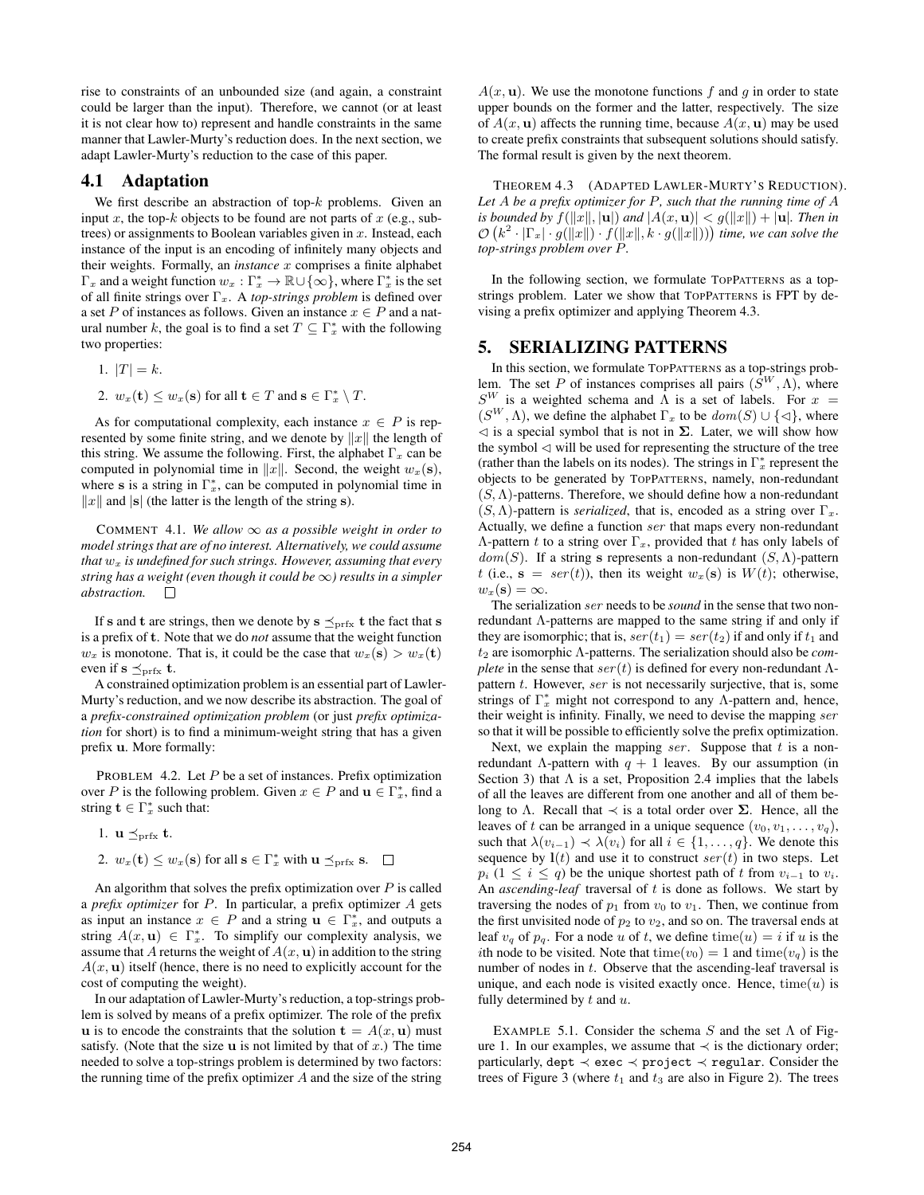rise to constraints of an unbounded size (and again, a constraint could be larger than the input). Therefore, we cannot (or at least it is not clear how to) represent and handle constraints in the same manner that Lawler-Murty's reduction does. In the next section, we adapt Lawler-Murty's reduction to the case of this paper.

## 4.1 Adaptation

We first describe an abstraction of top-$k$ problems. Given an input $x$, the top-$k$ objects to be found are not parts of $x$ (e.g., subtrees) or assignments to Boolean variables given in $x$. Instead, each instance of the input is an encoding of infinitely many objects and their weights. Formally, an *instance* $x$ comprises a finite alphabet $\Gamma_x$ and a weight function $w_x : \Gamma_x^* \to \mathbb{R} \cup \{\infty\}$, where $\Gamma_x^*$ is the set of all finite strings over $\Gamma_x$. A *top-strings problem* is defined over a set $P$ of instances as follows. Given an instance $x \in P$ and a natural number $k$, the goal is to find a set $T \subseteq \Gamma_x^*$ with the following two properties:

1. $|T| = k$.
2. $w_x(\mathbf{t}) \le w_x(\mathbf{s})$ for all $\mathbf{t} \in T$ and $\mathbf{s} \in \Gamma_x^* \setminus T$.

As for computational complexity, each instance $x \in P$ is represented by some finite string, and we denote by $\|x\|$ the length of this string. We assume the following. First, the alphabet $\Gamma_x$ can be computed in polynomial time in $\|x\|$. Second, the weight $w_x(\mathbf{s})$, where $\mathbf{s}$ is a string in $\Gamma_x^*$, can be computed in polynomial time in $\|x\|$ and $|\mathbf{s}|$ (the latter is the length of the string $\mathbf{s}$).

COMMENT 4.1. *We allow $\infty$ as a possible weight in order to model strings that are of no interest. Alternatively, we could assume that $w_x$ is undefined for such strings. However, assuming that every string has a weight (even though it could be $\infty$) results in a simpler abstraction.* □

If $\mathbf{s}$ and $\mathbf{t}$ are strings, then we denote by $\mathbf{s} \preceq_{\text{prfx}} \mathbf{t}$ the fact that $\mathbf{s}$ is a prefix of $\mathbf{t}$. Note that we do *not* assume that the weight function $w_x$ is monotone. That is, it could be the case that $w_x(\mathbf{s}) > w_x(\mathbf{t})$ even if $\mathbf{s} \preceq_{\text{prfx}} \mathbf{t}$.

A constrained optimization problem is an essential part of Lawler-Murty's reduction, and we now describe its abstraction. The goal of a *prefix-constrained optimization problem* (or just *prefix optimization* for short) is to find a minimum-weight string that has a given prefix $\mathbf{u}$. More formally:

PROBLEM 4.2. Let $P$ be a set of instances. Prefix optimization over $P$ is the following problem. Given $x \in P$ and $\mathbf{u} \in \Gamma_x^*$, find a string $\mathbf{t} \in \Gamma_x^*$ such that:

1. $\mathbf{u} \preceq_{\text{prfx}} \mathbf{t}$.
2. $w_x(\mathbf{t}) \le w_x(\mathbf{s})$ for all $\mathbf{s} \in \Gamma_x^*$ with $\mathbf{u} \preceq_{\text{prfx}} \mathbf{s}$. □

An algorithm that solves the prefix optimization over $P$ is called a *prefix optimizer* for $P$. In particular, a prefix optimizer $A$ gets as input an instance $x \in P$ and a string $\mathbf{u} \in \Gamma_x^*$, and outputs a string $A(x, \mathbf{u}) \in \Gamma_x^*$. To simplify our complexity analysis, we assume that $A$ returns the weight of $A(x, \mathbf{u})$ in addition to the string $A(x, \mathbf{u})$ itself (hence, there is no need to explicitly account for the cost of computing the weight).

In our adaptation of Lawler-Murty's reduction, a top-strings problem is solved by means of a prefix optimizer. The role of the prefix $\mathbf{u}$ is to encode the constraints that the solution $\mathbf{t} = A(x, \mathbf{u})$ must satisfy. (Note that the size $\mathbf{u}$ is not limited by that of $x$.) The time needed to solve a top-strings problem is determined by two factors: the running time of the prefix optimizer $A$ and the size of the string $A(x, \mathbf{u})$. We use the monotone functions $f$ and $g$ in order to state upper bounds on the former and the latter, respectively. The size of $A(x, \mathbf{u})$ affects the running time, because $A(x, \mathbf{u})$ may be used to create prefix constraints that subsequent solutions should satisfy. The formal result is given by the next theorem.

THEOREM 4.3 (ADAPTED LAWLER-MURTY'S REDUCTION). *Let $A$ be a prefix optimizer for $P$, such that the running time of $A$ is bounded by $f(\|x\|, |\mathbf{u}|)$ and $|A(x, \mathbf{u})| < g(\|x\|) + |\mathbf{u}|$. Then in $\mathcal{O}\left(k^2 \cdot |\Gamma_x| \cdot g(\|x\|) \cdot f(\|x\|, k \cdot g(\|x\|))\right)$ time, we can solve the top-strings problem over $P$.*

In the following section, we formulate TopPatterns as a top-strings problem. Later we show that TopPatterns is FPT by devising a prefix optimizer and applying Theorem 4.3.

# 5. SERIALIZING PATTERNS

In this section, we formulate TopPatterns as a top-strings problem. The set $P$ of instances comprises all pairs $(S^W, \Lambda)$, where $S^W$ is a weighted schema and $\Lambda$ is a set of labels. For $x = (S^W, \Lambda)$, we define the alphabet $\Gamma_x$ to be $dom(S) \cup \{\lhd\}$, where $\lhd$ is a special symbol that is not in $\mathbf{\Sigma}$. Later, we will show how the symbol $\lhd$ will be used for representing the structure of the tree (rather than the labels on its nodes). The strings in $\Gamma_x^*$ represent the objects to be generated by TopPatterns, namely, non-redundant $(S, \Lambda)$-patterns. Therefore, we should define how a non-redundant $(S, \Lambda)$-pattern is *serialized*, that is, encoded as a string over $\Gamma_x$. Actually, we define a function $ser$ that maps every non-redundant $\Lambda$-pattern $t$ to a string over $\Gamma_x$, provided that $t$ has only labels of $dom(S)$. If a string $\mathbf{s}$ represents a non-redundant $(S, \Lambda)$-pattern $t$ (i.e., $\mathbf{s} = ser(t)$), then its weight $w_x(\mathbf{s})$ is $W(t)$; otherwise, $w_x(\mathbf{s}) = \infty$.

The serialization $ser$ needs to be *sound* in the sense that two non-redundant $\Lambda$-patterns are mapped to the same string if and only if they are isomorphic; that is, $ser(t_1) = ser(t_2)$ if and only if $t_1$ and $t_2$ are isomorphic $\Lambda$-patterns. The serialization should also be *complete* in the sense that $ser(t)$ is defined for every non-redundant $\Lambda$-pattern $t$. However, $ser$ is not necessarily surjective, that is, some strings of $\Gamma_x^*$ might not correspond to any $\Lambda$-pattern and, hence, their weight is infinity. Finally, we need to devise the mapping $ser$ so that it will be possible to efficiently solve the prefix optimization.

Next, we explain the mapping $ser$. Suppose that $t$ is a non-redundant $\Lambda$-pattern with $q + 1$ leaves. By our assumption (in Section 3) that $\Lambda$ is a set, Proposition 2.4 implies that the labels of all the leaves are different from one another and all of them belong to $\Lambda$. Recall that $\prec$ is a total order over $\mathbf{\Sigma}$. Hence, all the leaves of $t$ can be arranged in a unique sequence $(v_0, v_1, \ldots, v_q)$, such that $\lambda(v_{i-1}) \prec \lambda(v_i)$ for all $i \in \{1, \ldots, q\}$. We denote this sequence by $\mathbf{l}(t)$ and use it to construct $ser(t)$ in two steps. Let $p_i$ ($1 \le i \le q$) be the unique shortest path of $t$ from $v_{i-1}$ to $v_i$. An *ascending-leaf* traversal of $t$ is done as follows. We start by traversing the nodes of $p_1$ from $v_0$ to $v_1$. Then, we continue from the first unvisited node of $p_2$ to $v_2$, and so on. The traversal ends at leaf $v_q$ of $p_q$. For a node $u$ of $t$, we define $\text{time}(u) = i$ if $u$ is the $i$th node to be visited. Note that $\text{time}(v_0) = 1$ and $\text{time}(v_q)$ is the number of nodes in $t$. Observe that the ascending-leaf traversal is unique, and each node is visited exactly once. Hence, $\text{time}(u)$ is fully determined by $t$ and $u$.

EXAMPLE 5.1. Consider the schema $S$ and the set $\Lambda$ of Figure 1. In our examples, we assume that $\prec$ is the dictionary order; particularly, `dept` $\prec$ `exec` $\prec$ `project` $\prec$ `regular`. Consider the trees of Figure 3 (where $t_1$ and $t_3$ are also in Figure 2). The trees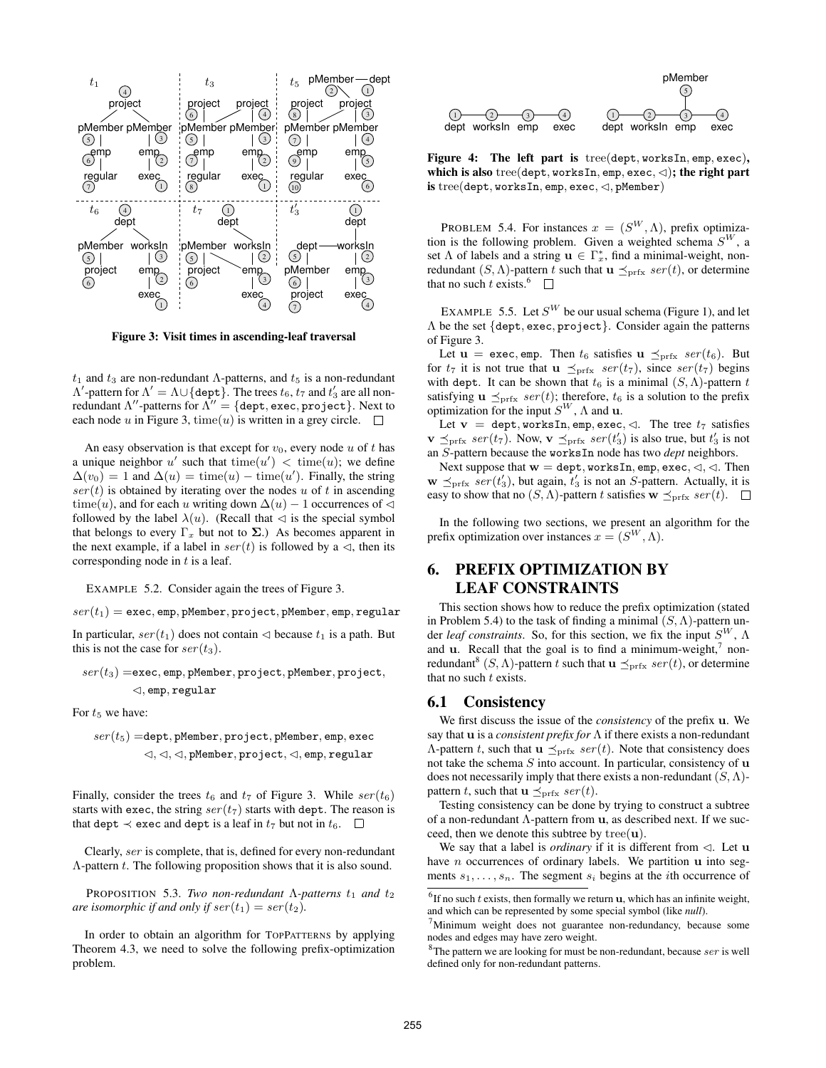Figure 3: Visit times in ascending-leaf traversal

$t_1$ and $t_3$ are non-redundant $\Lambda$-patterns, and $t_5$ is a non-redundant $\Lambda'$-pattern for $\Lambda' = \Lambda \cup \{\texttt{dept}\}$. The trees $t_6$, $t_7$ and $t'_3$ are all non-redundant $\Lambda''$-patterns for $\Lambda'' = \{\texttt{dept}, \texttt{exec}, \texttt{project}\}$. Next to each node $u$ in Figure 3, $\mathrm{time}(u)$ is written in a grey circle. □

An easy observation is that except for $v_0$, every node $u$ of $t$ has a unique neighbor $u'$ such that $\mathrm{time}(u') < \mathrm{time}(u)$; we define $\Delta(v_0) = 1$ and $\Delta(u) = \mathrm{time}(u) - \mathrm{time}(u')$. Finally, the string $ser(t)$ is obtained by iterating over the nodes $u$ of $t$ in ascending $\mathrm{time}(u)$, and for each $u$ writing down $\Delta(u) - 1$ occurrences of $\lhd$ followed by the label $\lambda(u)$. (Recall that $\lhd$ is the special symbol that belongs to every $\Gamma_x$ but not to $\mathbf{\Sigma}$.) As becomes apparent in the next example, if a label in $ser(t)$ is followed by a $\lhd$, then its corresponding node in $t$ is a leaf.

Example 5.2. Consider again the trees of Figure 3.

$$ser(t_1) = \texttt{exec}, \texttt{emp}, \texttt{pMember}, \texttt{project}, \texttt{pMember}, \texttt{emp}, \texttt{regular}$$

In particular, $ser(t_1)$ does not contain $\lhd$ because $t_1$ is a path. But this is not the case for $ser(t_3)$.

$$ser(t_3) = \texttt{exec}, \texttt{emp}, \texttt{pMember}, \texttt{project}, \texttt{pMember}, \texttt{project}, \lhd, \texttt{emp}, \texttt{regular}$$

For $t_5$ we have:

$$ser(t_5) = \texttt{dept}, \texttt{pMember}, \texttt{project}, \texttt{pMember}, \texttt{emp}, \texttt{exec}\ \lhd, \lhd, \lhd, \texttt{pMember}, \texttt{project}, \lhd, \texttt{emp}, \texttt{regular}$$

Finally, consider the trees $t_6$ and $t_7$ of Figure 3. While $ser(t_6)$ starts with exec, the string $ser(t_7)$ starts with dept. The reason is that $\texttt{dept} \prec \texttt{exec}$ and dept is a leaf in $t_7$ but not in $t_6$. □

Clearly, $ser$ is complete, that is, defined for every non-redundant $\Lambda$-pattern $t$. The following proposition shows that it is also sound.

Proposition 5.3. *Two non-redundant $\Lambda$-patterns $t_1$ and $t_2$ are isomorphic if and only if $ser(t_1) = ser(t_2)$.*

In order to obtain an algorithm for TopPatterns by applying Theorem 4.3, we need to solve the following prefix-optimization problem.

Figure 4: The left part is $\mathrm{tree}(\texttt{dept}, \texttt{worksIn}, \texttt{emp}, \texttt{exec})$, which is also $\mathrm{tree}(\texttt{dept}, \texttt{worksIn}, \texttt{emp}, \texttt{exec}, \lhd)$; the right part is $\mathrm{tree}(\texttt{dept}, \texttt{worksIn}, \texttt{emp}, \texttt{exec}, \lhd, \texttt{pMember})$

Problem 5.4. For instances $x = (S^W, \Lambda)$, prefix optimization is the following problem. Given a weighted schema $S^W$, a set $\Lambda$ of labels and a string $\mathbf{u} \in \Gamma_x^*$, find a minimal-weight, non-redundant $(S, \Lambda)$-pattern $t$ such that $\mathbf{u} \preceq_{\mathrm{prfx}} ser(t)$, or determine that no such $t$ exists.[6] □

Example 5.5. Let $S^W$ be our usual schema (Figure 1), and let $\Lambda$ be the set $\{\texttt{dept}, \texttt{exec}, \texttt{project}\}$. Consider again the patterns of Figure 3.

Let $\mathbf{u} = \texttt{exec}, \texttt{emp}$. Then $t_6$ satisfies $\mathbf{u} \preceq_{\mathrm{prfx}} ser(t_6)$. But for $t_7$ it is not true that $\mathbf{u} \preceq_{\mathrm{prfx}} ser(t_7)$, since $ser(t_7)$ begins with dept. It can be shown that $t_6$ is a minimal $(S, \Lambda)$-pattern $t$ satisfying $\mathbf{u} \preceq_{\mathrm{prfx}} ser(t)$; therefore, $t_6$ is a solution to the prefix optimization for the input $S^W$, $\Lambda$ and $\mathbf{u}$.

Let $\mathbf{v} = \texttt{dept}, \texttt{worksIn}, \texttt{emp}, \texttt{exec}, \lhd$. The tree $t_7$ satisfies $\mathbf{v} \preceq_{\mathrm{prfx}} ser(t_7)$. Now, $\mathbf{v} \preceq_{\mathrm{prfx}} ser(t'_3)$ is also true, but $t'_3$ is not an $S$-pattern because the worksIn node has two *dept* neighbors.

Next suppose that $\mathbf{w} = \texttt{dept}, \texttt{worksIn}, \texttt{emp}, \texttt{exec}, \lhd, \lhd$. Then $\mathbf{w} \preceq_{\mathrm{prfx}} ser(t'_3)$, but again, $t'_3$ is not an $S$-pattern. Actually, it is easy to show that no $(S, \Lambda)$-pattern $t$ satisfies $\mathbf{w} \preceq_{\mathrm{prfx}} ser(t)$. □

In the following two sections, we present an algorithm for the prefix optimization over instances $x = (S^W, \Lambda)$.

## 6. PREFIX OPTIMIZATION BY LEAF CONSTRAINTS

This section shows how to reduce the prefix optimization (stated in Problem 5.4) to the task of finding a minimal $(S, \Lambda)$-pattern under *leaf constraints*. So, for this section, we fix the input $S^W$, $\Lambda$ and $\mathbf{u}$. Recall that the goal is to find a minimum-weight,[7] non-redundant[8] $(S, \Lambda)$-pattern $t$ such that $\mathbf{u} \preceq_{\mathrm{prfx}} ser(t)$, or determine that no such $t$ exists.

### 6.1 Consistency

We first discuss the issue of the *consistency* of the prefix $\mathbf{u}$. We say that $\mathbf{u}$ is a *consistent prefix for* $\Lambda$ if there exists a non-redundant $\Lambda$-pattern $t$, such that $\mathbf{u} \preceq_{\mathrm{prfx}} ser(t)$. Note that consistency does not take the schema $S$ into account. In particular, consistency of $\mathbf{u}$ does not necessarily imply that there exists a non-redundant $(S, \Lambda)$-pattern $t$, such that $\mathbf{u} \preceq_{\mathrm{prfx}} ser(t)$.

Testing consistency can be done by trying to construct a subtree of a non-redundant $\Lambda$-pattern from $\mathbf{u}$, as described next. If we succeed, then we denote this subtree by $\mathrm{tree}(\mathbf{u})$.

We say that a label is *ordinary* if it is different from $\lhd$. Let $\mathbf{u}$ have $n$ occurrences of ordinary labels. We partition $\mathbf{u}$ into segments $s_1, \ldots, s_n$. The segment $s_i$ begins at the $i$th occurrence of

[6] If no such $t$ exists, then formally we return $\mathbf{u}$, which has an infinite weight, and which can be represented by some special symbol (like *null*).

[7] Minimum weight does not guarantee non-redundancy, because some nodes and edges may have zero weight.

[8] The pattern we are looking for must be non-redundant, because $ser$ is well defined only for non-redundant patterns.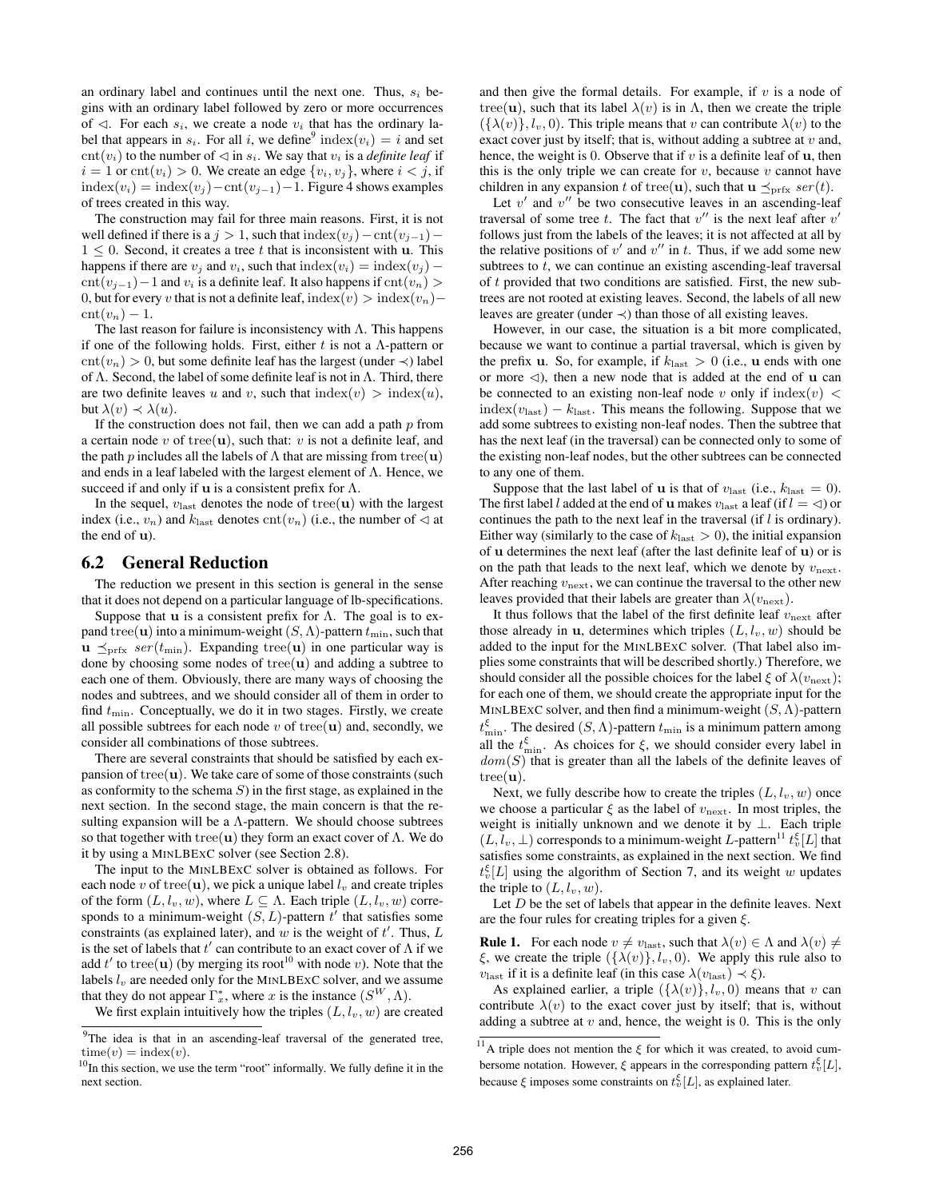an ordinary label and continues until the next one. Thus, $s_i$ begins with an ordinary label followed by zero or more occurrences of $\lhd$. For each $s_i$, we create a node $v_i$ that has the ordinary label that appears in $s_i$. For all $i$, we define[9] $\text{index}(v_i) = i$ and set $\text{cnt}(v_i)$ to the number of $\lhd$ in $s_i$. We say that $v_i$ is a *definite leaf* if $i = 1$ or $\text{cnt}(v_i) > 0$. We create an edge $\{v_i, v_j\}$, where $i < j$, if $\text{index}(v_i) = \text{index}(v_j) - \text{cnt}(v_{j-1}) - 1$. Figure 4 shows examples of trees created in this way.

The construction may fail for three main reasons. First, it is not well defined if there is a $j > 1$, such that $\text{index}(v_j) - \text{cnt}(v_{j-1}) - 1 \leq 0$. Second, it creates a tree $t$ that is inconsistent with $\mathbf{u}$. This happens if there are $v_j$ and $v_i$, such that $\text{index}(v_i) = \text{index}(v_j) - \text{cnt}(v_{j-1}) - 1$ and $v_i$ is a definite leaf. It also happens if $\text{cnt}(v_n) > 0$, but for every $v$ that is not a definite leaf, $\text{index}(v) > \text{index}(v_n) - \text{cnt}(v_n) - 1$.

The last reason for failure is inconsistency with $\Lambda$. This happens if one of the following holds. First, either $t$ is not a $\Lambda$-pattern or $\text{cnt}(v_n) > 0$, but some definite leaf has the largest (under $\prec$) label of $\Lambda$. Second, the label of some definite leaf is not in $\Lambda$. Third, there are two definite leaves $u$ and $v$, such that $\text{index}(v) > \text{index}(u)$, but $\lambda(v) \prec \lambda(u)$.

If the construction does not fail, then we can add a path $p$ from a certain node $v$ of $\text{tree}(\mathbf{u})$, such that: $v$ is not a definite leaf, and the path $p$ includes all the labels of $\Lambda$ that are missing from $\text{tree}(\mathbf{u})$ and ends in a leaf labeled with the largest element of $\Lambda$. Hence, we succeed if and only if $\mathbf{u}$ is a consistent prefix for $\Lambda$.

In the sequel, $v_{\text{last}}$ denotes the node of $\text{tree}(\mathbf{u})$ with the largest index (i.e., $v_n$) and $k_{\text{last}}$ denotes $\text{cnt}(v_n)$ (i.e., the number of $\lhd$ at the end of $\mathbf{u}$).

## 6.2 General Reduction

The reduction we present in this section is general in the sense that it does not depend on a particular language of lb-specifications.

Suppose that $\mathbf{u}$ is a consistent prefix for $\Lambda$. The goal is to expand $\text{tree}(\mathbf{u})$ into a minimum-weight $(S, \Lambda)$-pattern $t_{\min}$, such that $\mathbf{u} \preceq_{\text{prfx}} ser(t_{\min})$. Expanding $\text{tree}(\mathbf{u})$ in one particular way is done by choosing some nodes of $\text{tree}(\mathbf{u})$ and adding a subtree to each one of them. Obviously, there are many ways of choosing the nodes and subtrees, and we should consider all of them in order to find $t_{\min}$. Conceptually, we do it in two stages. Firstly, we create all possible subtrees for each node $v$ of $\text{tree}(\mathbf{u})$ and, secondly, we consider all combinations of those subtrees.

There are several constraints that should be satisfied by each expansion of $\text{tree}(\mathbf{u})$. We take care of some of those constraints (such as conformity to the schema $S$) in the first stage, as explained in the next section. In the second stage, the main concern is that the resulting expansion will be a $\Lambda$-pattern. We should choose subtrees so that together with $\text{tree}(\mathbf{u})$ they form an exact cover of $\Lambda$. We do it by using a MINLBEXC solver (see Section 2.8).

The input to the MINLBEXC solver is obtained as follows. For each node $v$ of $\text{tree}(\mathbf{u})$, we pick a unique label $l_v$ and create triples of the form $(L, l_v, w)$, where $L \subseteq \Lambda$. Each triple $(L, l_v, w)$ corresponds to a minimum-weight $(S, L)$-pattern $t'$ that satisfies some constraints (as explained later), and $w$ is the weight of $t'$. Thus, $L$ is the set of labels that $t'$ can contribute to an exact cover of $\Lambda$ if we add $t'$ to $\text{tree}(\mathbf{u})$ (by merging its root[10] with node $v$). Note that the labels $l_v$ are needed only for the MINLBEXC solver, and we assume that they do not appear $\Gamma_x^*$, where $x$ is the instance $(S^W, \Lambda)$.

We first explain intuitively how the triples $(L, l_v, w)$ are created and then give the formal details. For example, if $v$ is a node of $\text{tree}(\mathbf{u})$, such that its label $\lambda(v)$ is in $\Lambda$, then we create the triple $(\{\lambda(v)\}, l_v, 0)$. This triple means that $v$ can contribute $\lambda(v)$ to the exact cover just by itself; that is, without adding a subtree at $v$ and, hence, the weight is 0. Observe that if $v$ is a definite leaf of $\mathbf{u}$, then this is the only triple we can create for $v$, because $v$ cannot have children in any expansion $t$ of $\text{tree}(\mathbf{u})$, such that $\mathbf{u} \preceq_{\text{prfx}} ser(t)$.

Let $v'$ and $v''$ be two consecutive leaves in an ascending-leaf traversal of some tree $t$. The fact that $v''$ is the next leaf after $v'$ follows just from the labels of the leaves; it is not affected at all by the relative positions of $v'$ and $v''$ in $t$. Thus, if we add some new subtrees to $t$, we can continue an existing ascending-leaf traversal of $t$ provided that two conditions are satisfied. First, the new subtrees are not rooted at existing leaves. Second, the labels of all new leaves are greater (under $\prec$) than those of all existing leaves.

However, in our case, the situation is a bit more complicated, because we want to continue a partial traversal, which is given by the prefix $\mathbf{u}$. So, for example, if $k_{\text{last}} > 0$ (i.e., $\mathbf{u}$ ends with one or more $\lhd$), then a new node that is added at the end of $\mathbf{u}$ can be connected to an existing non-leaf node $v$ only if $\text{index}(v) < \text{index}(v_{\text{last}}) - k_{\text{last}}$. This means the following. Suppose that we add some subtrees to existing non-leaf nodes. Then the subtree that has the next leaf (in the traversal) can be connected only to some of the existing non-leaf nodes, but the other subtrees can be connected to any one of them.

Suppose that the last label of $\mathbf{u}$ is that of $v_{\text{last}}$ (i.e., $k_{\text{last}} = 0$). The first label $l$ added at the end of $\mathbf{u}$ makes $v_{\text{last}}$ a leaf (if $l = \lhd$) or continues the path to the next leaf in the traversal (if $l$ is ordinary). Either way (similarly to the case of $k_{\text{last}} > 0$), the initial expansion of $\mathbf{u}$ determines the next leaf (after the last definite leaf of $\mathbf{u}$) or is on the path that leads to the next leaf, which we denote by $v_{\text{next}}$. After reaching $v_{\text{next}}$, we can continue the traversal to the other new leaves provided that their labels are greater than $\lambda(v_{\text{next}})$.

It thus follows that the label of the first definite leaf $v_{\text{next}}$ after those already in $\mathbf{u}$, determines which triples $(L, l_v, w)$ should be added to the input for the MINLBEXC solver. (That label also implies some constraints that will be described shortly.) Therefore, we should consider all the possible choices for the label $\xi$ of $\lambda(v_{\text{next}})$; for each one of them, we should create the appropriate input for the MINLBEXC solver, and then find a minimum-weight $(S, \Lambda)$-pattern $t_{\min}^{\xi}$. The desired $(S, \Lambda)$-pattern $t_{\min}$ is a minimum pattern among all the $t_{\min}^{\xi}$. As choices for $\xi$, we should consider every label in $dom(S)$ that is greater than all the labels of the definite leaves of $\text{tree}(\mathbf{u})$.

Next, we fully describe how to create the triples $(L, l_v, w)$ once we choose a particular $\xi$ as the label of $v_{\text{next}}$. In most triples, the weight is initially unknown and we denote it by $\perp$. Each triple $(L, l_v, \perp)$ corresponds to a minimum-weight $L$-pattern[11] $t_v^{\xi}[L]$ that satisfies some constraints, as explained in the next section. We find $t_v^{\xi}[L]$ using the algorithm of Section 7, and its weight $w$ updates the triple to $(L, l_v, w)$.

Let $D$ be the set of labels that appear in the definite leaves. Next are the four rules for creating triples for a given $\xi$.

**Rule 1.** For each node $v \neq v_{\text{last}}$, such that $\lambda(v) \in \Lambda$ and $\lambda(v) \neq \xi$, we create the triple $(\{\lambda(v)\}, l_v, 0)$. We apply this rule also to $v_{\text{last}}$ if it is a definite leaf (in this case $\lambda(v_{\text{last}}) \prec \xi$).

As explained earlier, a triple $(\{\lambda(v)\}, l_v, 0)$ means that $v$ can contribute $\lambda(v)$ to the exact cover just by itself; that is, without adding a subtree at $v$ and, hence, the weight is 0. This is the only

---

[9] The idea is that in an ascending-leaf traversal of the generated tree, $\text{time}(v) = \text{index}(v)$.

[10] In this section, we use the term "root" informally. We fully define it in the next section.

[11] A triple does not mention the $\xi$ for which it was created, to avoid cumbersome notation. However, $\xi$ appears in the corresponding pattern $t_v^{\xi}[L]$, because $\xi$ imposes some constraints on $t_v^{\xi}[L]$, as explained later.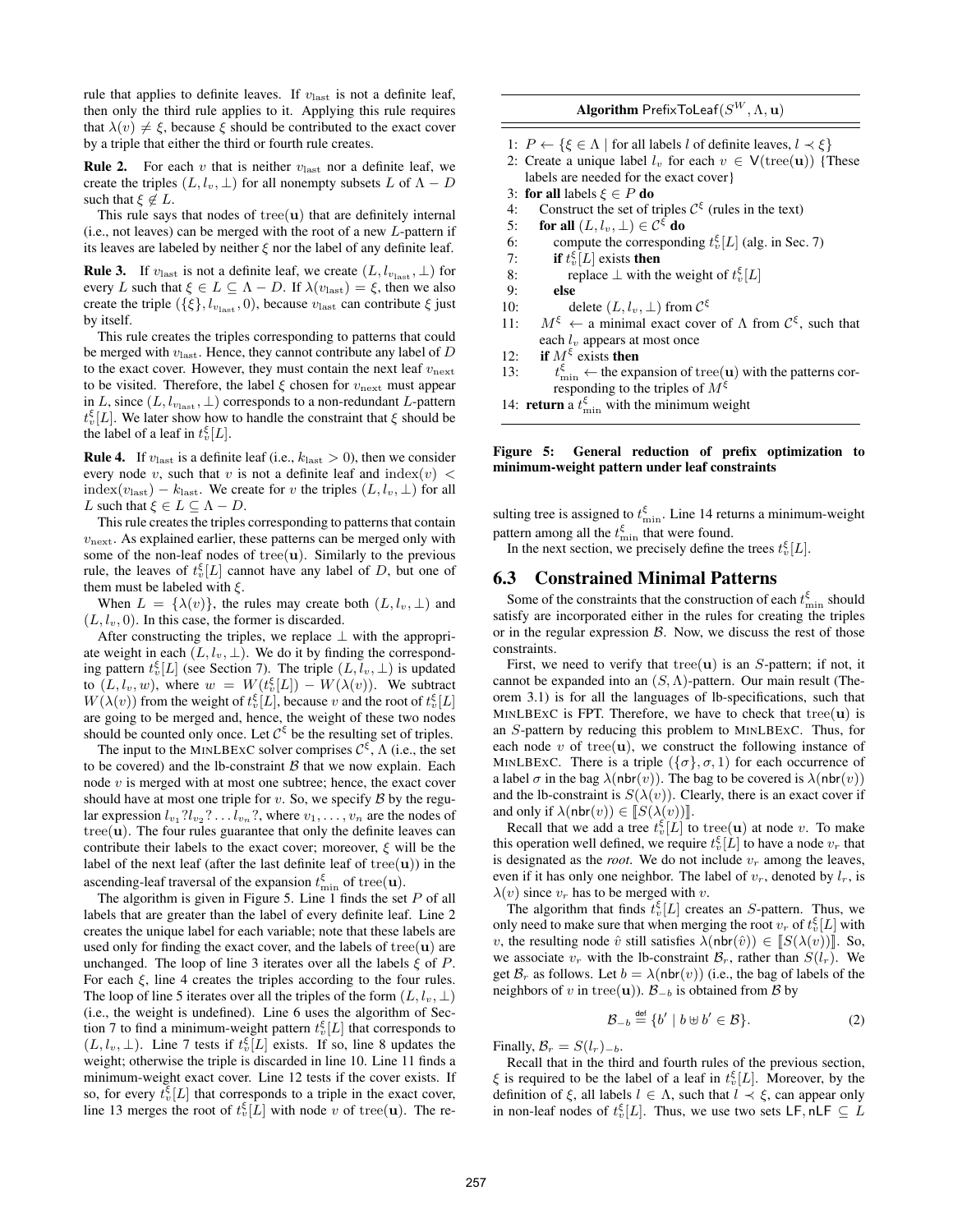rule that applies to definite leaves. If $v_{\text{last}}$ is not a definite leaf, then only the third rule applies to it. Applying this rule requires that $\lambda(v) \neq \xi$, because $\xi$ should be contributed to the exact cover by a triple that either the third or fourth rule creates.

**Rule 2.** For each $v$ that is neither $v_{\text{last}}$ nor a definite leaf, we create the triples $(L, l_v, \perp)$ for all nonempty subsets $L$ of $\Lambda - D$ such that $\xi \notin L$.

This rule says that nodes of $\text{tree}(\mathbf{u})$ that are definitely internal (i.e., not leaves) can be merged with the root of a new $L$-pattern if its leaves are labeled by neither $\xi$ nor the label of any definite leaf.

**Rule 3.** If $v_{\text{last}}$ is not a definite leaf, we create $(L, l_{v_{\text{last}}}, \perp)$ for every $L$ such that $\xi \in L \subseteq \Lambda - D$. If $\lambda(v_{\text{last}}) = \xi$, then we also create the triple $(\{\xi\}, l_{v_{\text{last}}}, 0)$, because $v_{\text{last}}$ can contribute $\xi$ just by itself.

This rule creates the triples corresponding to patterns that could be merged with $v_{\text{last}}$. Hence, they cannot contribute any label of $D$ to the exact cover. However, they must contain the next leaf $v_{\text{next}}$ to be visited. Therefore, the label $\xi$ chosen for $v_{\text{next}}$ must appear in $L$, since $(L, l_{v_{\text{last}}}, \perp)$ corresponds to a non-redundant $L$-pattern $t_v^\xi[L]$. We later show how to handle the constraint that $\xi$ should be the label of a leaf in $t_v^\xi[L]$.

**Rule 4.** If $v_{\text{last}}$ is a definite leaf (i.e., $k_{\text{last}} > 0$), then we consider every node $v$, such that $v$ is not a definite leaf and $\text{index}(v) < \text{index}(v_{\text{last}}) - k_{\text{last}}$. We create for $v$ the triples $(L, l_v, \perp)$ for all $L$ such that $\xi \in L \subseteq \Lambda - D$.

This rule creates the triples corresponding to patterns that contain $v_{\text{next}}$. As explained earlier, these patterns can be merged only with some of the non-leaf nodes of $\text{tree}(\mathbf{u})$. Similarly to the previous rule, the leaves of $t_v^\xi[L]$ cannot have any label of $D$, but one of them must be labeled with $\xi$.

When $L = \{\lambda(v)\}$, the rules may create both $(L, l_v, \perp)$ and $(L, l_v, 0)$. In this case, the former is discarded.

After constructing the triples, we replace $\perp$ with the appropriate weight in each $(L, l_v, \perp)$. We do it by finding the corresponding pattern $t_v^\xi[L]$ (see Section 7). The triple $(L, l_v, \perp)$ is updated to $(L, l_v, w)$, where $w = W(t_v^\xi[L]) - W(\lambda(v))$. We subtract $W(\lambda(v))$ from the weight of $t_v^\xi[L]$, because $v$ and the root of $t_v^\xi[L]$ are going to be merged and, hence, the weight of these two nodes should be counted only once. Let $\mathcal{C}^\xi$ be the resulting set of triples.

The input to the MinLBExC solver comprises $\mathcal{C}^\xi$, $\Lambda$ (i.e., the set to be covered) and the lb-constraint $\mathcal{B}$ that we now explain. Each node $v$ is merged with at most one subtree; hence, the exact cover should have at most one triple for $v$. So, we specify $\mathcal{B}$ by the regular expression $l_{v_1}?l_{v_2}?\dots l_{v_n}?$, where $v_1, \dots, v_n$ are the nodes of $\text{tree}(\mathbf{u})$. The four rules guarantee that only the definite leaves can contribute their labels to the exact cover; moreover, $\xi$ will be the label of the next leaf (after the last definite leaf of $\text{tree}(\mathbf{u})$) in the ascending-leaf traversal of the expansion $t_{\min}^\xi$ of $\text{tree}(\mathbf{u})$.

The algorithm is given in Figure 5. Line 1 finds the set $P$ of all labels that are greater than the label of every definite leaf. Line 2 creates the unique label for each variable; note that these labels are used only for finding the exact cover, and the labels of $\text{tree}(\mathbf{u})$ are unchanged. The loop of line 3 iterates over all the labels $\xi$ of $P$. For each $\xi$, line 4 creates the triples according to the four rules. The loop of line 5 iterates over all the triples of the form $(L, l_v, \perp)$ (i.e., the weight is undefined). Line 6 uses the algorithm of Section 7 to find a minimum-weight pattern $t_v^\xi[L]$ that corresponds to $(L, l_v, \perp)$. Line 7 tests if $t_v^\xi[L]$ exists. If so, line 8 updates the weight; otherwise the triple is discarded in line 10. Line 11 finds a minimum-weight exact cover. Line 12 tests if the cover exists. If so, for every $t_v^\xi[L]$ that corresponds to a triple in the exact cover, line 13 merges the root of $t_v^\xi[L]$ with node $v$ of $\text{tree}(\mathbf{u})$. The resulting tree is assigned to $t_{\min}^\xi$. Line 14 returns a minimum-weight pattern among all the $t_{\min}^\xi$ that were found.

In the next section, we precisely define the trees $t_v^\xi[L]$.

**Algorithm** $\mathsf{PrefixToLeaf}(S^W, \Lambda, \mathbf{u})$

```
1:  P ← {ξ ∈ Λ | for all labels l of definite leaves, l ≺ ξ}
2:  Create a unique label l_v for each v ∈ V(tree(u)) {These
    labels are needed for the exact cover}
3:  for all labels ξ ∈ P do
4:    Construct the set of triples C^ξ (rules in the text)
5:    for all (L, l_v, ⊥) ∈ C^ξ do
6:      compute the corresponding t_v^ξ[L] (alg. in Sec. 7)
7:      if t_v^ξ[L] exists then
8:        replace ⊥ with the weight of t_v^ξ[L]
9:      else
10:       delete (L, l_v, ⊥) from C^ξ
11:   M^ξ ← a minimal exact cover of Λ from C^ξ, such that
      each l_v appears at most once
12:   if M^ξ exists then
13:     t_min^ξ ← the expansion of tree(u) with the patterns cor-
        responding to the triples of M^ξ
14: return a t_min^ξ with the minimum weight
```

**Figure 5: General reduction of prefix optimization to minimum-weight pattern under leaf constraints**

## 6.3 Constrained Minimal Patterns

Some of the constraints that the construction of each $t_{\min}^\xi$ should satisfy are incorporated either in the rules for creating the triples or in the regular expression $\mathcal{B}$. Now, we discuss the rest of those constraints.

First, we need to verify that $\text{tree}(\mathbf{u})$ is an $S$-pattern; if not, it cannot be expanded into an $(S, \Lambda)$-pattern. Our main result (Theorem 3.1) is for all the languages of lb-specifications, such that MinLBExC is FPT. Therefore, we have to check that $\text{tree}(\mathbf{u})$ is an $S$-pattern by reducing this problem to MinLBExC. Thus, for each node $v$ of $\text{tree}(\mathbf{u})$, we construct the following instance of MinLBExC. There is a triple $(\{\sigma\}, \sigma, 1)$ for each occurrence of a label $\sigma$ in the bag $\lambda(\mathsf{nbr}(v))$. The bag to be covered is $\lambda(\mathsf{nbr}(v))$ and the lb-constraint is $S(\lambda(v))$. Clearly, there is an exact cover if and only if $\lambda(\mathsf{nbr}(v)) \in [\![S(\lambda(v))]\!]$.

Recall that we add a tree $t_v^\xi[L]$ to $\text{tree}(\mathbf{u})$ at node $v$. To make this operation well defined, we require $t_v^\xi[L]$ to have a node $v_r$ that is designated as the *root*. We do not include $v_r$ among the leaves, even if it has only one neighbor. The label of $v_r$, denoted by $l_r$, is $\lambda(v)$ since $v_r$ has to be merged with $v$.

The algorithm that finds $t_v^\xi[L]$ creates an $S$-pattern. Thus, we only need to make sure that when merging the root $v_r$ of $t_v^\xi[L]$ with $v$, the resulting node $\hat{v}$ still satisfies $\lambda(\mathsf{nbr}(\hat{v})) \in [\![S(\lambda(v))]\!]$. So, we associate $v_r$ with the lb-constraint $\mathcal{B}_r$, rather than $S(l_r)$. We get $\mathcal{B}_r$ as follows. Let $b = \lambda(\mathsf{nbr}(v))$ (i.e., the bag of labels of the neighbors of $v$ in $\text{tree}(\mathbf{u})$). $\mathcal{B}_{-b}$ is obtained from $\mathcal{B}$ by

$$\mathcal{B}_{-b} \stackrel{\text{def}}{=} \{b' \mid b \uplus b' \in \mathcal{B}\}. \tag{2}$$

Finally, $\mathcal{B}_r = S(l_r)_{-b}$.

Recall that in the third and fourth rules of the previous section, $\xi$ is required to be the label of a leaf in $t_v^\xi[L]$. Moreover, by the definition of $\xi$, all labels $l \in \Lambda$, such that $l \prec \xi$, can appear only in non-leaf nodes of $t_v^\xi[L]$. Thus, we use two sets $\mathsf{LF}, \mathsf{nLF} \subseteq L$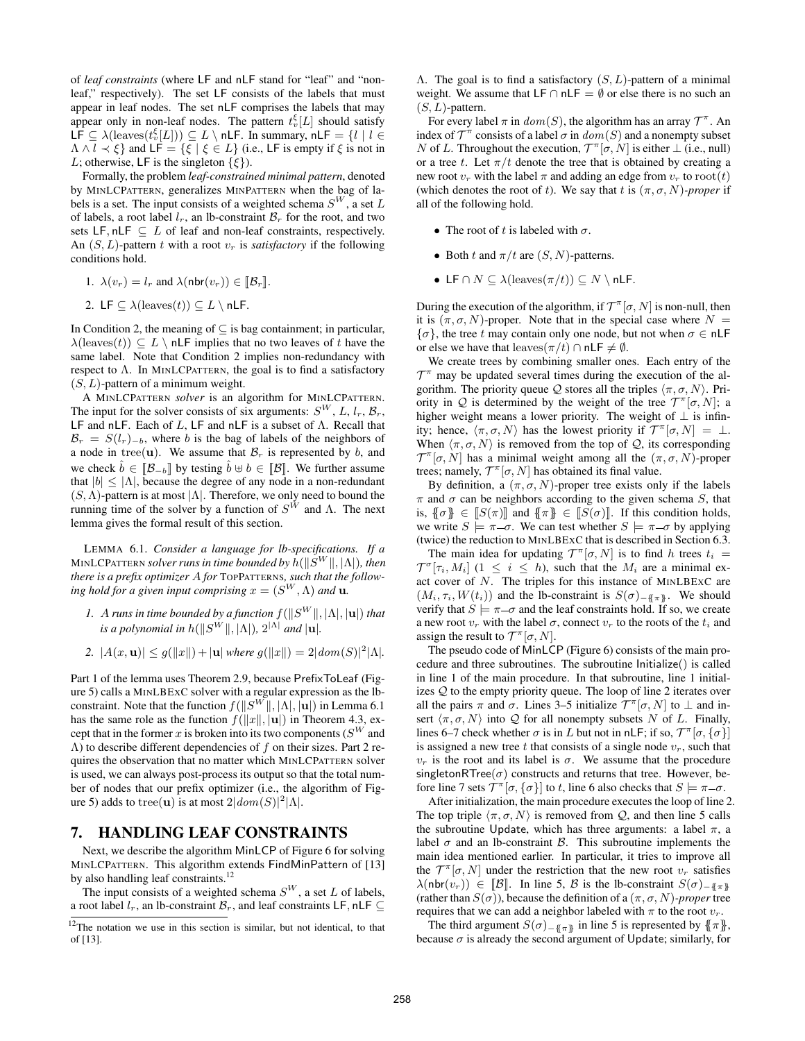of *leaf constraints* (where LF and nLF stand for "leaf" and "non-leaf," respectively). The set LF consists of the labels that must appear in leaf nodes. The set nLF comprises the labels that may appear only in non-leaf nodes. The pattern $t_v^\xi[L]$ should satisfy $\mathsf{LF} \subseteq \lambda(\text{leaves}(t_v^\xi[L])) \subseteq L \setminus \mathsf{nLF}$. In summary, $\mathsf{nLF} = \{l \mid l \in \Lambda \wedge l \prec \xi\}$ and $\mathsf{LF} = \{\xi \mid \xi \in L\}$ (i.e., LF is empty if $\xi$ is not in $L$; otherwise, LF is the singleton $\{\xi\}$).

Formally, the problem *leaf-constrained minimal pattern*, denoted by MINLCPATTERN, generalizes MINPATTERN when the bag of labels is a set. The input consists of a weighted schema $S^W$, a set $L$ of labels, a root label $l_r$, an lb-constraint $\mathcal{B}_r$ for the root, and two sets $\mathsf{LF}, \mathsf{nLF} \subseteq L$ of leaf and non-leaf constraints, respectively. An $(S, L)$-pattern $t$ with a root $v_r$ is *satisfactory* if the following conditions hold.

1. $\lambda(v_r) = l_r$ and $\lambda(\mathsf{nbr}(v_r)) \in [\![\mathcal{B}_r]\!]$.
2. $\mathsf{LF} \subseteq \lambda(\text{leaves}(t)) \subseteq L \setminus \mathsf{nLF}$.

In Condition 2, the meaning of $\subseteq$ is bag containment; in particular, $\lambda(\text{leaves}(t)) \subseteq L \setminus \mathsf{nLF}$ implies that no two leaves of $t$ have the same label. Note that Condition 2 implies non-redundancy with respect to $\Lambda$. In MINLCPATTERN, the goal is to find a satisfactory $(S, L)$-pattern of a minimum weight.

A MINLCPATTERN *solver* is an algorithm for MINLCPATTERN. The input for the solver consists of six arguments: $S^W$, $L$, $l_r$, $\mathcal{B}_r$, LF and nLF. Each of $L$, LF and nLF is a subset of $\Lambda$. Recall that $\mathcal{B}_r = S(l_r)_{-b}$, where $b$ is the bag of labels of the neighbors of a node in $\text{tree}(\mathbf{u})$. We assume that $\mathcal{B}_r$ is represented by $b$, and we check $\hat{b} \in [\![\mathcal{B}_{-b}]\!]$ by testing $\hat{b} \uplus b \in [\![\mathcal{B}]\!]$. We further assume that $|b| \leq |\Lambda|$, because the degree of any node in a non-redundant $(S, \Lambda)$-pattern is at most $|\Lambda|$. Therefore, we only need to bound the running time of the solver by a function of $S^W$ and $\Lambda$. The next lemma gives the formal result of this section.

LEMMA 6.1. *Consider a language for lb-specifications. If a* MINLCPATTERN *solver runs in time bounded by $h(\|S^W\|, |\Lambda|)$, then there is a prefix optimizer $A$ for* TOPPATTERNS*, such that the following hold for a given input comprising $x = (S^W, \Lambda)$ and $\mathbf{u}$.*

1. *$A$ runs in time bounded by a function $f(\|S^W\|, |\Lambda|, |\mathbf{u}|)$ that is a polynomial in $h(\|S^W\|, |\Lambda|)$, $2^{|\Lambda|}$ and $|\mathbf{u}|$.*
2. *$|A(x, \mathbf{u})| \leq g(\|x\|) + |\mathbf{u}|$ where $g(\|x\|) = 2|dom(S)|^2|\Lambda|$.*

Part 1 of the lemma uses Theorem 2.9, because PrefixToLeaf (Figure 5) calls a MINLBEXC solver with a regular expression as the lb-constraint. Note that the function $f(\|S^W\|, |\Lambda|, |\mathbf{u}|)$ in Lemma 6.1 has the same role as the function $f(\|x\|, |\mathbf{u}|)$ in Theorem 4.3, except that in the former $x$ is broken into its two components ($S^W$ and $\Lambda$) to describe different dependencies of $f$ on their sizes. Part 2 requires the observation that no matter which MINLCPATTERN solver is used, we can always post-process its output so that the total number of nodes that our prefix optimizer (i.e., the algorithm of Figure 5) adds to $\text{tree}(\mathbf{u})$ is at most $2|dom(S)|^2|\Lambda|$.

# 7. HANDLING LEAF CONSTRAINTS

Next, we describe the algorithm MinLCP of Figure 6 for solving MINLCPATTERN. This algorithm extends FindMinPattern of [13] by also handling leaf constraints.[12]

The input consists of a weighted schema $S^W$, a set $L$ of labels, a root label $l_r$, an lb-constraint $\mathcal{B}_r$, and leaf constraints $\mathsf{LF}, \mathsf{nLF} \subseteq \Lambda$. The goal is to find a satisfactory $(S, L)$-pattern of a minimal weight. We assume that $\mathsf{LF} \cap \mathsf{nLF} = \emptyset$ or else there is no such an $(S, L)$-pattern.

For every label $\pi$ in $dom(S)$, the algorithm has an array $\mathcal{T}^\pi$. An index of $\mathcal{T}^\pi$ consists of a label $\sigma$ in $dom(S)$ and a nonempty subset $N$ of $L$. Throughout the execution, $\mathcal{T}^\pi[\sigma, N]$ is either $\perp$ (i.e., null) or a tree $t$. Let $\pi/t$ denote the tree that is obtained by creating a new root $v_r$ with the label $\pi$ and adding an edge from $v_r$ to $\text{root}(t)$ (which denotes the root of $t$). We say that $t$ is $(\pi, \sigma, N)$-*proper* if all of the following hold.

- The root of $t$ is labeled with $\sigma$.
- Both $t$ and $\pi/t$ are $(S, N)$-patterns.
- $\mathsf{LF} \cap N \subseteq \lambda(\text{leaves}(\pi/t)) \subseteq N \setminus \mathsf{nLF}$.

During the execution of the algorithm, if $\mathcal{T}^\pi[\sigma, N]$ is non-null, then it is $(\pi, \sigma, N)$-proper. Note that in the special case where $N = \{\sigma\}$, the tree $t$ may contain only one node, but not when $\sigma \in \mathsf{nLF}$ or else we have that $\text{leaves}(\pi/t) \cap \mathsf{nLF} \neq \emptyset$.

We create trees by combining smaller ones. Each entry of the $\mathcal{T}^\pi$ may be updated several times during the execution of the algorithm. The priority queue $\mathcal{Q}$ stores all the triples $\langle \pi, \sigma, N \rangle$. Priority in $\mathcal{Q}$ is determined by the weight of the tree $\mathcal{T}^\pi[\sigma, N]$; a higher weight means a lower priority. The weight of $\perp$ is infinity; hence, $\langle \pi, \sigma, N \rangle$ has the lowest priority if $\mathcal{T}^\pi[\sigma, N] = \perp$. When $\langle \pi, \sigma, N \rangle$ is removed from the top of $\mathcal{Q}$, its corresponding $\mathcal{T}^\pi[\sigma, N]$ has a minimal weight among all the $(\pi, \sigma, N)$-proper trees; namely, $\mathcal{T}^\pi[\sigma, N]$ has obtained its final value.

By definition, a $(\pi, \sigma, N)$-proper tree exists only if the labels $\pi$ and $\sigma$ can be neighbors according to the given schema $S$, that is, $\{\!\{\sigma\}\!\} \in [\![S(\pi)]\!]$ and $\{\!\{\pi\}\!\} \in [\![S(\sigma)]\!]$. If this condition holds, we write $S \models \pi \text{—} \sigma$. We can test whether $S \models \pi \text{—} \sigma$ by applying (twice) the reduction to MINLBEXC that is described in Section 6.3.

The main idea for updating $\mathcal{T}^\pi[\sigma, N]$ is to find $h$ trees $t_i = \mathcal{T}^\sigma[\tau_i, M_i]$ $(1 \leq i \leq h)$, such that the $M_i$ are a minimal exact cover of $N$. The triples for this instance of MINLBEXC are $(M_i, \tau_i, W(t_i))$ and the lb-constraint is $S(\sigma)_{-\{\!\{\pi\}\!\}}$. We should verify that $S \models \pi \text{—} \sigma$ and the leaf constraints hold. If so, we create a new root $v_r$ with the label $\sigma$, connect $v_r$ to the roots of the $t_i$ and assign the result to $\mathcal{T}^\pi[\sigma, N]$.

The pseudo code of MinLCP (Figure 6) consists of the main procedure and three subroutines. The subroutine Initialize() is called in line 1 of the main procedure. In that subroutine, line 1 initializes $\mathcal{Q}$ to the empty priority queue. The loop of line 2 iterates over all the pairs $\pi$ and $\sigma$. Lines 3–5 initialize $\mathcal{T}^\pi[\sigma, N]$ to $\perp$ and insert $\langle \pi, \sigma, N \rangle$ into $\mathcal{Q}$ for all nonempty subsets $N$ of $L$. Finally, lines 6–7 check whether $\sigma$ is in $L$ but not in nLF; if so, $\mathcal{T}^\pi[\sigma, \{\sigma\}]$ is assigned a new tree $t$ that consists of a single node $v_r$, such that $v_r$ is the root and its label is $\sigma$. We assume that the procedure singletonRTree($\sigma$) constructs and returns that tree. However, before line 7 sets $\mathcal{T}^\pi[\sigma, \{\sigma\}]$ to $t$, line 6 also checks that $S \models \pi \text{—} \sigma$.

After initialization, the main procedure executes the loop of line 2. The top triple $\langle \pi, \sigma, N \rangle$ is removed from $\mathcal{Q}$, and then line 5 calls the subroutine Update, which has three arguments: a label $\pi$, a label $\sigma$ and an lb-constraint $\mathcal{B}$. This subroutine implements the main idea mentioned earlier. In particular, it tries to improve all the $\mathcal{T}^\pi[\sigma, N]$ under the restriction that the new root $v_r$ satisfies $\lambda(\mathsf{nbr}(v_r)) \in [\![\mathcal{B}]\!]$. In line 5, $\mathcal{B}$ is the lb-constraint $S(\sigma)_{-\{\!\{\pi\}\!\}}$ (rather than $S(\sigma)$), because the definition of a $(\pi, \sigma, N)$-*proper* tree requires that we can add a neighbor labeled with $\pi$ to the root $v_r$.

The third argument $S(\sigma)_{-\{\!\{\pi\}\!\}}$ in line 5 is represented by $\{\!\{\pi\}\!\}$, because $\sigma$ is already the second argument of Update; similarly, for

[12] The notation we use in this section is similar, but not identical, to that of [13].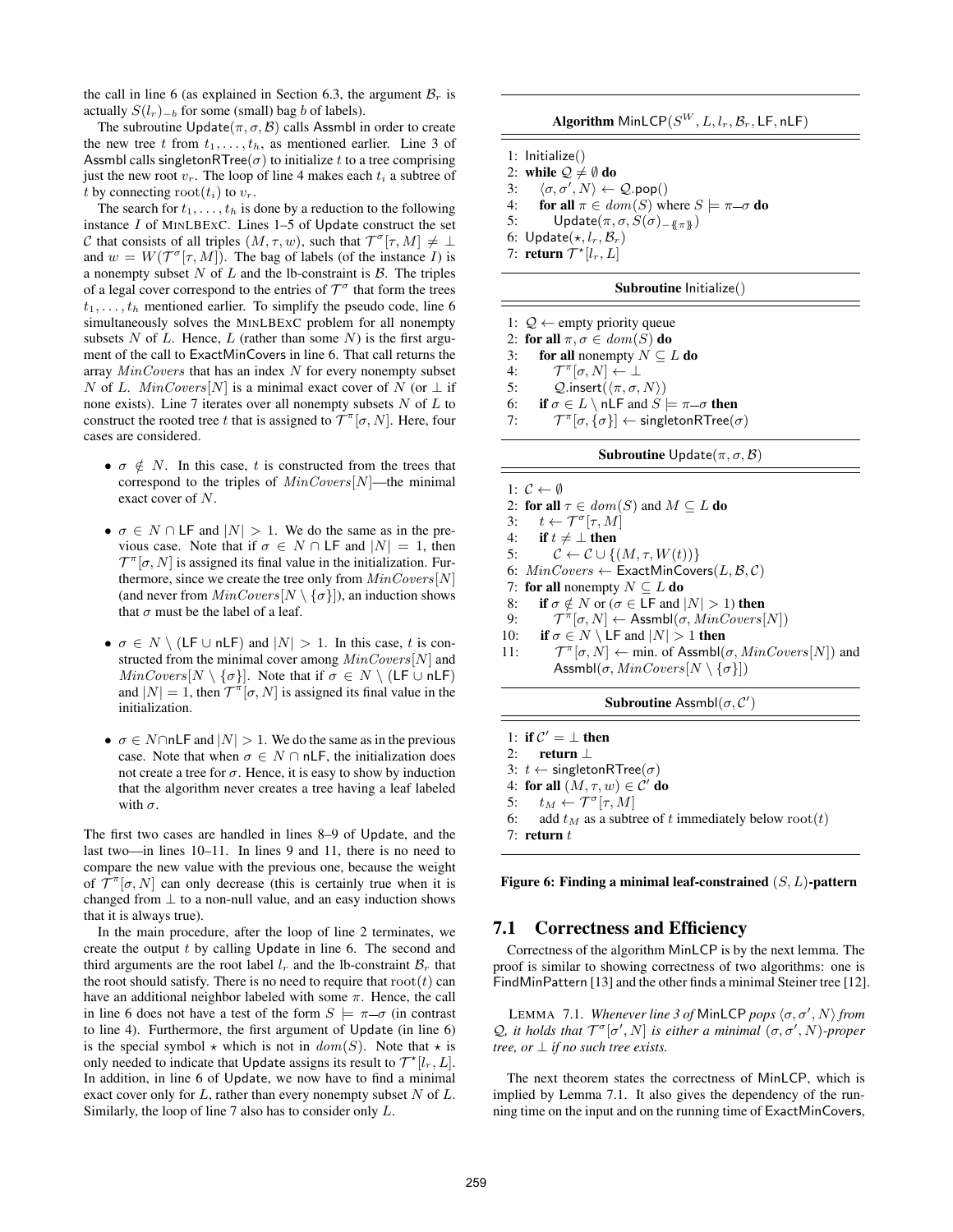the call in line 6 (as explained in Section 6.3, the argument $\mathcal{B}_r$ is actually $S(l_r)_{-b}$ for some (small) bag $b$ of labels).

The subroutine $\mathsf{Update}(\pi, \sigma, \mathcal{B})$ calls $\mathsf{Assmbl}$ in order to create the new tree $t$ from $t_1, \ldots, t_h$, as mentioned earlier. Line 3 of $\mathsf{Assmbl}$ calls $\mathsf{singletonRTree}(\sigma)$ to initialize $t$ to a tree comprising just the new root $v_r$. The loop of line 4 makes each $t_i$ a subtree of $t$ by connecting $\mathrm{root}(t_i)$ to $v_r$.

The search for $t_1, \ldots, t_h$ is done by a reduction to the following instance $I$ of MinLBExC. Lines 1–5 of $\mathsf{Update}$ construct the set $\mathcal{C}$ that consists of all triples $(M, \tau, w)$, such that $\mathcal{T}^\sigma[\tau, M] \neq \bot$ and $w = W(\mathcal{T}^\sigma[\tau, M])$. The bag of labels (of the instance $I$) is a nonempty subset $N$ of $L$ and the lb-constraint is $\mathcal{B}$. The triples of a legal cover correspond to the entries of $\mathcal{T}^\sigma$ that form the trees $t_1, \ldots, t_h$ mentioned earlier. To simplify the pseudo code, line 6 simultaneously solves the MinLBExC problem for all nonempty subsets $N$ of $L$. Hence, $L$ (rather than some $N$) is the first argument of the call to $\mathsf{ExactMinCovers}$ in line 6. That call returns the array $MinCovers$ that has an index $N$ for every nonempty subset $N$ of $L$. $MinCovers[N]$ is a minimal exact cover of $N$ (or $\bot$ if none exists). Line 7 iterates over all nonempty subsets $N$ of $L$ to construct the rooted tree $t$ that is assigned to $\mathcal{T}^\pi[\sigma, N]$. Here, four cases are considered.

- $\sigma \notin N$. In this case, $t$ is constructed from the trees that correspond to the triples of $MinCovers[N]$—the minimal exact cover of $N$.
- $\sigma \in N \cap \mathsf{LF}$ and $|N| > 1$. We do the same as in the previous case. Note that if $\sigma \in N \cap \mathsf{LF}$ and $|N| = 1$, then $\mathcal{T}^\pi[\sigma, N]$ is assigned its final value in the initialization. Furthermore, since we create the tree only from $MinCovers[N]$ (and never from $MinCovers[N \setminus \{\sigma\}]$), an induction shows that $\sigma$ must be the label of a leaf.
- $\sigma \in N \setminus (\mathsf{LF} \cup \mathsf{nLF})$ and $|N| > 1$. In this case, $t$ is constructed from the minimal cover among $MinCovers[N]$ and $MinCovers[N \setminus \{\sigma\}]$. Note that if $\sigma \in N \setminus (\mathsf{LF} \cup \mathsf{nLF})$ and $|N| = 1$, then $\mathcal{T}^\pi[\sigma, N]$ is assigned its final value in the initialization.
- $\sigma \in N \cap \mathsf{nLF}$ and $|N| > 1$. We do the same as in the previous case. Note that when $\sigma \in N \cap \mathsf{nLF}$, the initialization does not create a tree for $\sigma$. Hence, it is easy to show by induction that the algorithm never creates a tree having a leaf labeled with $\sigma$.

The first two cases are handled in lines 8–9 of $\mathsf{Update}$, and the last two—in lines 10–11. In lines 9 and 11, there is no need to compare the new value with the previous one, because the weight of $\mathcal{T}^\pi[\sigma, N]$ can only decrease (this is certainly true when it is changed from $\bot$ to a non-null value, and an easy induction shows that it is always true).

In the main procedure, after the loop of line 2 terminates, we create the output $t$ by calling $\mathsf{Update}$ in line 6. The second and third arguments are the root label $l_r$ and the lb-constraint $\mathcal{B}_r$ that the root should satisfy. There is no need to require that $\mathrm{root}(t)$ can have an additional neighbor labeled with some $\pi$. Hence, the call in line 6 does not have a test of the form $S \models \pi\text{—}\sigma$ (in contrast to line 4). Furthermore, the first argument of $\mathsf{Update}$ (in line 6) is the special symbol $\star$ which is not in $dom(S)$. Note that $\star$ is only needed to indicate that $\mathsf{Update}$ assigns its result to $\mathcal{T}^\star[l_r, L]$. In addition, in line 6 of $\mathsf{Update}$, we now have to find a minimal exact cover only for $L$, rather than every nonempty subset $N$ of $L$. Similarly, the loop of line 7 also has to consider only $L$.

**Algorithm** $\mathsf{MinLCP}(S^W, L, l_r, \mathcal{B}_r, \mathsf{LF}, \mathsf{nLF})$

```
1: Initialize()
2: while Q ≠ ∅ do
3:    ⟨σ, σ', N⟩ ← Q.pop()
4:    for all π ∈ dom(S) where S ⊨ π—σ do
5:       Update(π, σ, S(σ)_{-{{π}}})
6: Update(⋆, l_r, B_r)
7: return T^⋆[l_r, L]
```

**Subroutine** $\mathsf{Initialize}()$

```
1: Q ← empty priority queue
2: for all π, σ ∈ dom(S) do
3:    for all nonempty N ⊆ L do
4:       T^π[σ, N] ← ⊥
5:       Q.insert(⟨π, σ, N⟩)
6:    if σ ∈ L \ nLF and S ⊨ π—σ then
7:       T^π[σ, {σ}] ← singletonRTree(σ)
```

**Subroutine** $\mathsf{Update}(\pi, \sigma, \mathcal{B})$

```
1: C ← ∅
2: for all τ ∈ dom(S) and M ⊆ L do
3:    t ← T^σ[τ, M]
4:    if t ≠ ⊥ then
5:       C ← C ∪ {(M, τ, W(t))}
6: MinCovers ← ExactMinCovers(L, B, C)
7: for all nonempty N ⊆ L do
8:    if σ ∉ N or (σ ∈ LF and |N| > 1) then
9:       T^π[σ, N] ← Assmbl(σ, MinCovers[N])
10:   if σ ∈ N \ LF and |N| > 1 then
11:      T^π[σ, N] ← min. of Assmbl(σ, MinCovers[N]) and
         Assmbl(σ, MinCovers[N \ {σ}])
```

**Subroutine** $\mathsf{Assmbl}(\sigma, \mathcal{C}')$

```
1: if C' = ⊥ then
2:    return ⊥
3: t ← singletonRTree(σ)
4: for all (M, τ, w) ∈ C' do
5:    t_M ← T^σ[τ, M]
6:    add t_M as a subtree of t immediately below root(t)
7: return t
```

**Figure 6: Finding a minimal leaf-constrained $(S, L)$-pattern**

## 7.1 Correctness and Efficiency

Correctness of the algorithm $\mathsf{MinLCP}$ is by the next lemma. The proof is similar to showing correctness of two algorithms: one is $\mathsf{FindMinPattern}$ [13] and the other finds a minimal Steiner tree [12].

Lemma 7.1. *Whenever line 3 of* $\mathsf{MinLCP}$ *pops* $\langle \sigma, \sigma', N \rangle$ *from* $\mathcal{Q}$*, it holds that* $\mathcal{T}^\sigma[\sigma', N]$ *is either a minimal* $(\sigma, \sigma', N)$*-proper tree, or* $\bot$ *if no such tree exists.*

The next theorem states the correctness of $\mathsf{MinLCP}$, which is implied by Lemma 7.1. It also gives the dependency of the running time on the input and on the running time of $\mathsf{ExactMinCovers}$,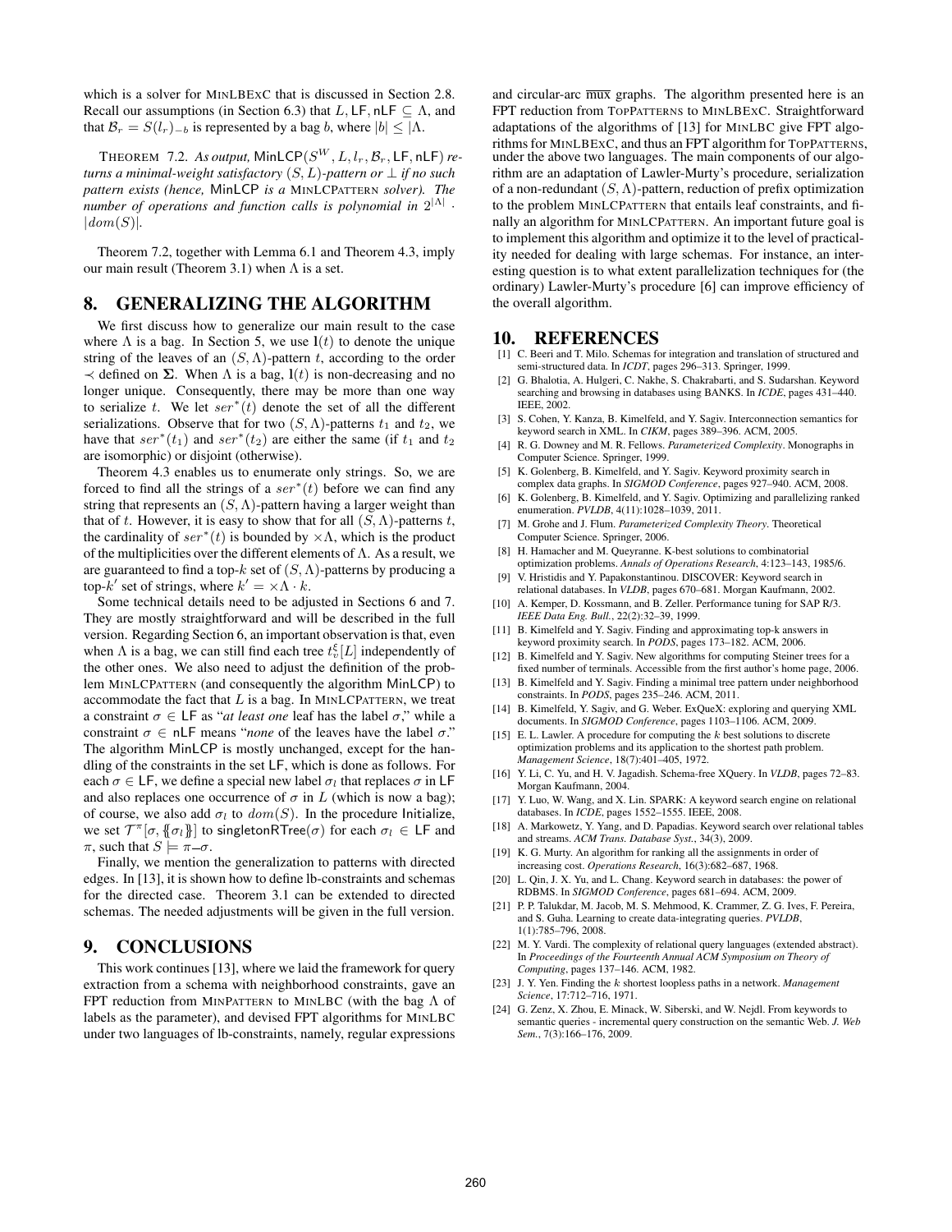which is a solver for MINLBEXC that is discussed in Section 2.8. Recall our assumptions (in Section 6.3) that $L, \mathsf{LF}, \mathsf{nLF} \subseteq \Lambda$, and that $\mathcal{B}_r = S(l_r)_{-b}$ is represented by a bag $b$, where $|b| \leq |\Lambda$.

THEOREM 7.2. *As output,* $\mathsf{MinLCP}(S^W, L, l_r, \mathcal{B}_r, \mathsf{LF}, \mathsf{nLF})$ *returns a minimal-weight satisfactory* $(S, L)$*-pattern or* $\perp$ *if no such pattern exists (hence,* MinLCP *is a* MINLCPATTERN *solver). The number of operations and function calls is polynomial in* $2^{|\Lambda|} \cdot |dom(S)|$.

Theorem 7.2, together with Lemma 6.1 and Theorem 4.3, imply our main result (Theorem 3.1) when $\Lambda$ is a set.

# 8. GENERALIZING THE ALGORITHM

We first discuss how to generalize our main result to the case where $\Lambda$ is a bag. In Section 5, we use $\mathbf{l}(t)$ to denote the unique string of the leaves of an $(S, \Lambda)$-pattern $t$, according to the order $\prec$ defined on $\mathbf{\Sigma}$. When $\Lambda$ is a bag, $\mathbf{l}(t)$ is non-decreasing and no longer unique. Consequently, there may be more than one way to serialize $t$. We let $ser^*(t)$ denote the set of all the different serializations. Observe that for two $(S, \Lambda)$-patterns $t_1$ and $t_2$, we have that $ser^*(t_1)$ and $ser^*(t_2)$ are either the same (if $t_1$ and $t_2$ are isomorphic) or disjoint (otherwise).

Theorem 4.3 enables us to enumerate only strings. So, we are forced to find all the strings of a $ser^*(t)$ before we can find any string that represents an $(S, \Lambda)$-pattern having a larger weight than that of $t$. However, it is easy to show that for all $(S, \Lambda)$-patterns $t$, the cardinality of $ser^*(t)$ is bounded by $\times\Lambda$, which is the product of the multiplicities over the different elements of $\Lambda$. As a result, we are guaranteed to find a top-$k$ set of $(S, \Lambda)$-patterns by producing a top-$k'$ set of strings, where $k' = \times\Lambda \cdot k$.

Some technical details need to be adjusted in Sections 6 and 7. They are mostly straightforward and will be described in the full version. Regarding Section 6, an important observation is that, even when $\Lambda$ is a bag, we can still find each tree $t_v^\xi[L]$ independently of the other ones. We also need to adjust the definition of the problem MINLCPATTERN (and consequently the algorithm MinLCP) to accommodate the fact that $L$ is a bag. In MINLCPATTERN, we treat a constraint $\sigma \in \mathsf{LF}$ as "*at least one* leaf has the label $\sigma$," while a constraint $\sigma \in \mathsf{nLF}$ means "*none* of the leaves have the label $\sigma$." The algorithm MinLCP is mostly unchanged, except for the handling of the constraints in the set LF, which is done as follows. For each $\sigma \in \mathsf{LF}$, we define a special new label $\sigma_l$ that replaces $\sigma$ in LF and also replaces one occurrence of $\sigma$ in $L$ (which is now a bag); of course, we also add $\sigma_l$ to $dom(S)$. In the procedure Initialize, we set $\mathcal{T}^\pi[\sigma, \{\!\{\sigma_l\}\!\}]$ to $\mathsf{singletonRTree}(\sigma)$ for each $\sigma_l \in \mathsf{LF}$ and $\pi$, such that $S \models \pi\text{–}\sigma$.

Finally, we mention the generalization to patterns with directed edges. In [13], it is shown how to define lb-constraints and schemas for the directed case. Theorem 3.1 can be extended to directed schemas. The needed adjustments will be given in the full version.

# 9. CONCLUSIONS

This work continues [13], where we laid the framework for query extraction from a schema with neighborhood constraints, gave an FPT reduction from MINPATTERN to MINLBC (with the bag $\Lambda$ of labels as the parameter), and devised FPT algorithms for MINLBC under two languages of lb-constraints, namely, regular expressions and circular-arc $\overline{\text{mux}}$ graphs. The algorithm presented here is an FPT reduction from TOPPATTERNS to MINLBEXC. Straightforward adaptations of the algorithms of [13] for MINLBC give FPT algorithms for MINLBEXC, and thus an FPT algorithm for TOPPATTERNS, under the above two languages. The main components of our algorithm are an adaptation of Lawler-Murty's procedure, serialization of a non-redundant $(S, \Lambda)$-pattern, reduction of prefix optimization to the problem MINLCPATTERN that entails leaf constraints, and finally an algorithm for MINLCPATTERN. An important future goal is to implement this algorithm and optimize it to the level of practicality needed for dealing with large schemas. For instance, an interesting question is to what extent parallelization techniques for (the ordinary) Lawler-Murty's procedure [6] can improve efficiency of the overall algorithm.

# 10. REFERENCES

[1] C. Beeri and T. Milo. Schemas for integration and translation of structured and semi-structured data. In *ICDT*, pages 296–313. Springer, 1999.

[2] G. Bhalotia, A. Hulgeri, C. Nakhe, S. Chakrabarti, and S. Sudarshan. Keyword searching and browsing in databases using BANKS. In *ICDE*, pages 431–440. IEEE, 2002.

[3] S. Cohen, Y. Kanza, B. Kimelfeld, and Y. Sagiv. Interconnection semantics for keyword search in XML. In *CIKM*, pages 389–396. ACM, 2005.

[4] R. G. Downey and M. R. Fellows. *Parameterized Complexity*. Monographs in Computer Science. Springer, 1999.

[5] K. Golenberg, B. Kimelfeld, and Y. Sagiv. Keyword proximity search in complex data graphs. In *SIGMOD Conference*, pages 927–940. ACM, 2008.

[6] K. Golenberg, B. Kimelfeld, and Y. Sagiv. Optimizing and parallelizing ranked enumeration. *PVLDB*, 4(11):1028–1039, 2011.

[7] M. Grohe and J. Flum. *Parameterized Complexity Theory*. Theoretical Computer Science. Springer, 2006.

[8] H. Hamacher and M. Queyranne. K-best solutions to combinatorial optimization problems. *Annals of Operations Research*, 4:123–143, 1985/6.

[9] V. Hristidis and Y. Papakonstantinou. DISCOVER: Keyword search in relational databases. In *VLDB*, pages 670–681. Morgan Kaufmann, 2002.

[10] A. Kemper, D. Kossmann, and B. Zeller. Performance tuning for SAP R/3. *IEEE Data Eng. Bull.*, 22(2):32–39, 1999.

[11] B. Kimelfeld and Y. Sagiv. Finding and approximating top-k answers in keyword proximity search. In *PODS*, pages 173–182. ACM, 2006.

[12] B. Kimelfeld and Y. Sagiv. New algorithms for computing Steiner trees for a fixed number of terminals. Accessible from the first author's home page, 2006.

[13] B. Kimelfeld and Y. Sagiv. Finding a minimal tree pattern under neighborhood constraints. In *PODS*, pages 235–246. ACM, 2011.

[14] B. Kimelfeld, Y. Sagiv, and G. Weber. ExQueX: exploring and querying XML documents. In *SIGMOD Conference*, pages 1103–1106. ACM, 2009.

[15] E. L. Lawler. A procedure for computing the $k$ best solutions to discrete optimization problems and its application to the shortest path problem. *Management Science*, 18(7):401–405, 1972.

[16] Y. Li, C. Yu, and H. V. Jagadish. Schema-free XQuery. In *VLDB*, pages 72–83. Morgan Kaufmann, 2004.

[17] Y. Luo, W. Wang, and X. Lin. SPARK: A keyword search engine on relational databases. In *ICDE*, pages 1552–1555. IEEE, 2008.

[18] A. Markowetz, Y. Yang, and D. Papadias. Keyword search over relational tables and streams. *ACM Trans. Database Syst.*, 34(3), 2009.

[19] K. G. Murty. An algorithm for ranking all the assignments in order of increasing cost. *Operations Research*, 16(3):682–687, 1968.

[20] L. Qin, J. X. Yu, and L. Chang. Keyword search in databases: the power of RDBMS. In *SIGMOD Conference*, pages 681–694. ACM, 2009.

[21] P. P. Talukdar, M. Jacob, M. S. Mehmood, K. Crammer, Z. G. Ives, F. Pereira, and S. Guha. Learning to create data-integrating queries. *PVLDB*, 1(1):785–796, 2008.

[22] M. Y. Vardi. The complexity of relational query languages (extended abstract). In *Proceedings of the Fourteenth Annual ACM Symposium on Theory of Computing*, pages 137–146. ACM, 1982.

[23] J. Y. Yen. Finding the $k$ shortest loopless paths in a network. *Management Science*, 17:712–716, 1971.

[24] G. Zenz, X. Zhou, E. Minack, W. Siberski, and W. Nejdl. From keywords to semantic queries - incremental query construction on the semantic Web. *J. Web Sem.*, 7(3):166–176, 2009.